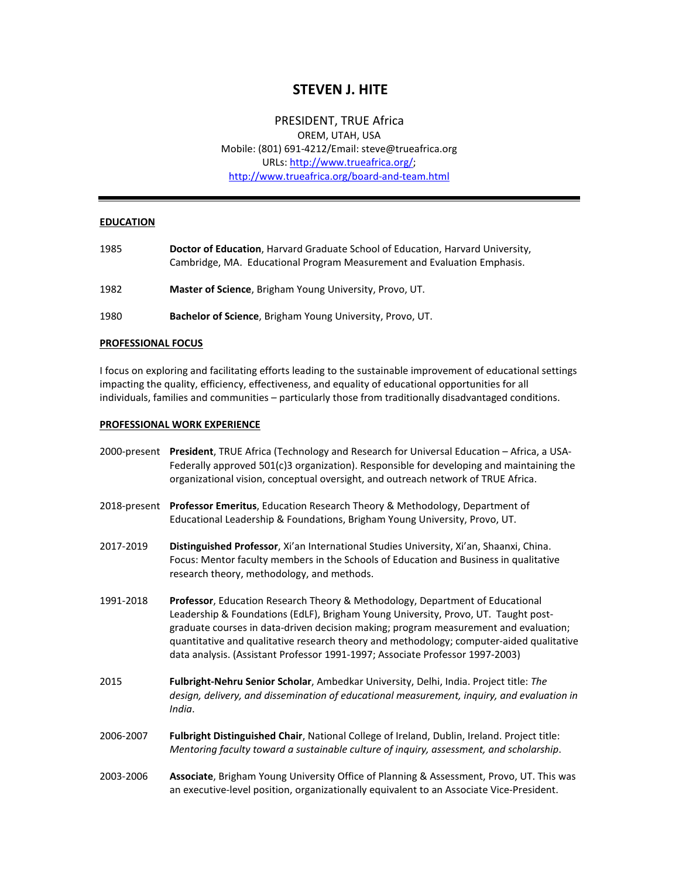# STEVEN J. HITE

PRESIDENT, TRUE Africa
OREM, UTAH, USA
Mobile: (801) 691-4212/Email: steve@trueafrica.org
URLs: http://www.trueafrica.org/;
http://www.trueafrica.org/board-and-team.html

---

## EDUCATION

1985 **Doctor of Education**, Harvard Graduate School of Education, Harvard University, Cambridge, MA. Educational Program Measurement and Evaluation Emphasis.

1982 **Master of Science**, Brigham Young University, Provo, UT.

1980 **Bachelor of Science**, Brigham Young University, Provo, UT.

## PROFESSIONAL FOCUS

I focus on exploring and facilitating efforts leading to the sustainable improvement of educational settings impacting the quality, efficiency, effectiveness, and equality of educational opportunities for all individuals, families and communities – particularly those from traditionally disadvantaged conditions.

## PROFESSIONAL WORK EXPERIENCE

2000-present **President**, TRUE Africa (Technology and Research for Universal Education – Africa, a USA-Federally approved 501(c)3 organization). Responsible for developing and maintaining the organizational vision, conceptual oversight, and outreach network of TRUE Africa.

2018-present **Professor Emeritus**, Education Research Theory & Methodology, Department of Educational Leadership & Foundations, Brigham Young University, Provo, UT.

2017-2019 **Distinguished Professor**, Xi'an International Studies University, Xi'an, Shaanxi, China. Focus: Mentor faculty members in the Schools of Education and Business in qualitative research theory, methodology, and methods.

1991-2018 **Professor**, Education Research Theory & Methodology, Department of Educational Leadership & Foundations (EdLF), Brigham Young University, Provo, UT. Taught post-graduate courses in data-driven decision making; program measurement and evaluation; quantitative and qualitative research theory and methodology; computer-aided qualitative data analysis. (Assistant Professor 1991-1997; Associate Professor 1997-2003)

2015 **Fulbright-Nehru Senior Scholar**, Ambedkar University, Delhi, India. Project title: *The design, delivery, and dissemination of educational measurement, inquiry, and evaluation in India*.

2006-2007 **Fulbright Distinguished Chair**, National College of Ireland, Dublin, Ireland. Project title: *Mentoring faculty toward a sustainable culture of inquiry, assessment, and scholarship*.

2003-2006 **Associate**, Brigham Young University Office of Planning & Assessment, Provo, UT. This was an executive-level position, organizationally equivalent to an Associate Vice-President.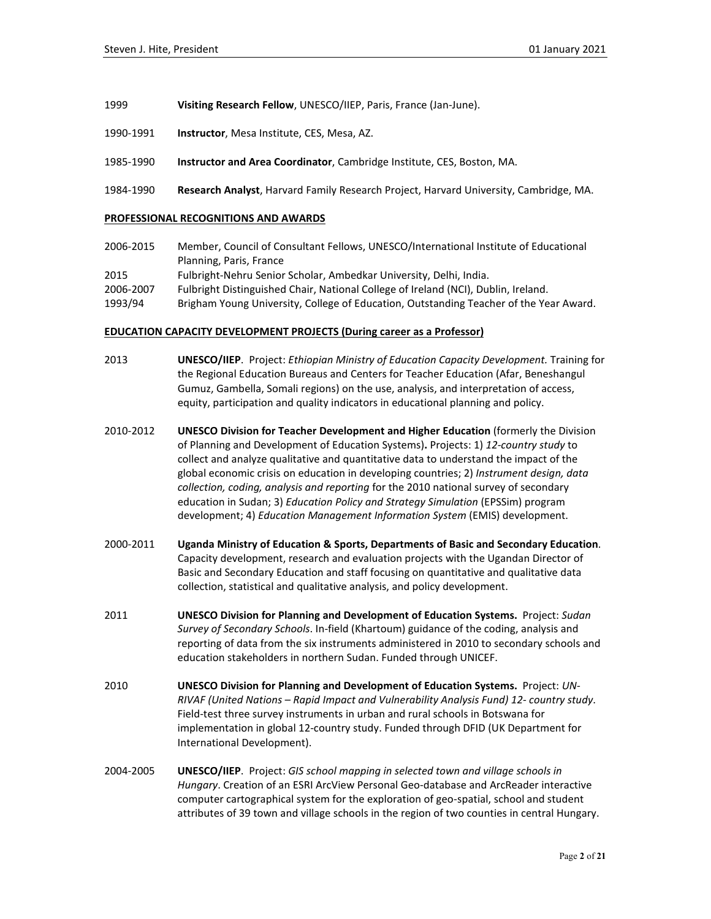1999 **Visiting Research Fellow**, UNESCO/IIEP, Paris, France (Jan-June).

1990-1991 **Instructor**, Mesa Institute, CES, Mesa, AZ.

1985-1990 **Instructor and Area Coordinator**, Cambridge Institute, CES, Boston, MA.

1984-1990 **Research Analyst**, Harvard Family Research Project, Harvard University, Cambridge, MA.

**PROFESSIONAL RECOGNITIONS AND AWARDS**

2006-2015 Member, Council of Consultant Fellows, UNESCO/International Institute of Educational Planning, Paris, France

2015 Fulbright-Nehru Senior Scholar, Ambedkar University, Delhi, India.

2006-2007 Fulbright Distinguished Chair, National College of Ireland (NCI), Dublin, Ireland.

1993/94 Brigham Young University, College of Education, Outstanding Teacher of the Year Award.

**EDUCATION CAPACITY DEVELOPMENT PROJECTS (During career as a Professor)**

2013 **UNESCO/IIEP**. Project: *Ethiopian Ministry of Education Capacity Development.* Training for the Regional Education Bureaus and Centers for Teacher Education (Afar, Beneshangul Gumuz, Gambella, Somali regions) on the use, analysis, and interpretation of access, equity, participation and quality indicators in educational planning and policy.

2010-2012 **UNESCO Division for Teacher Development and Higher Education** (formerly the Division of Planning and Development of Education Systems)**.** Projects: 1) *12-country study* to collect and analyze qualitative and quantitative data to understand the impact of the global economic crisis on education in developing countries; 2) *Instrument design, data collection, coding, analysis and reporting* for the 2010 national survey of secondary education in Sudan; 3) *Education Policy and Strategy Simulation* (EPSSim) program development; 4) *Education Management Information System* (EMIS) development.

2000-2011 **Uganda Ministry of Education & Sports, Departments of Basic and Secondary Education**. Capacity development, research and evaluation projects with the Ugandan Director of Basic and Secondary Education and staff focusing on quantitative and qualitative data collection, statistical and qualitative analysis, and policy development.

2011 **UNESCO Division for Planning and Development of Education Systems.** Project: *Sudan Survey of Secondary Schools*. In-field (Khartoum) guidance of the coding, analysis and reporting of data from the six instruments administered in 2010 to secondary schools and education stakeholders in northern Sudan. Funded through UNICEF.

2010 **UNESCO Division for Planning and Development of Education Systems.** Project: *UN-RIVAF (United Nations – Rapid Impact and Vulnerability Analysis Fund) 12- country study*. Field-test three survey instruments in urban and rural schools in Botswana for implementation in global 12-country study. Funded through DFID (UK Department for International Development).

2004-2005 **UNESCO/IIEP**. Project: *GIS school mapping in selected town and village schools in Hungary*. Creation of an ESRI ArcView Personal Geo-database and ArcReader interactive computer cartographical system for the exploration of geo-spatial, school and student attributes of 39 town and village schools in the region of two counties in central Hungary.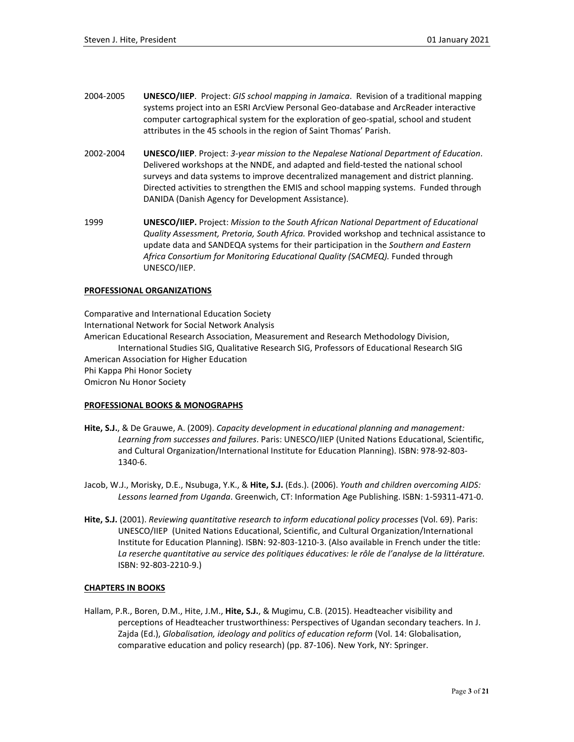2004-2005 **UNESCO/IIEP**. Project: *GIS school mapping in Jamaica*. Revision of a traditional mapping systems project into an ESRI ArcView Personal Geo-database and ArcReader interactive computer cartographical system for the exploration of geo-spatial, school and student attributes in the 45 schools in the region of Saint Thomas' Parish.

2002-2004 **UNESCO/IIEP**. Project: *3-year mission to the Nepalese National Department of Education*. Delivered workshops at the NNDE, and adapted and field-tested the national school surveys and data systems to improve decentralized management and district planning. Directed activities to strengthen the EMIS and school mapping systems. Funded through DANIDA (Danish Agency for Development Assistance).

1999 **UNESCO/IIEP.** Project: *Mission to the South African National Department of Educational Quality Assessment, Pretoria, South Africa.* Provided workshop and technical assistance to update data and SANDEQA systems for their participation in the *Southern and Eastern Africa Consortium for Monitoring Educational Quality (SACMEQ).* Funded through UNESCO/IIEP.

## PROFESSIONAL ORGANIZATIONS

Comparative and International Education Society
International Network for Social Network Analysis
American Educational Research Association, Measurement and Research Methodology Division,
International Studies SIG, Qualitative Research SIG, Professors of Educational Research SIG
American Association for Higher Education
Phi Kappa Phi Honor Society
Omicron Nu Honor Society

## PROFESSIONAL BOOKS & MONOGRAPHS

**Hite, S.J.**, & De Grauwe, A. (2009). *Capacity development in educational planning and management: Learning from successes and failures*. Paris: UNESCO/IIEP (United Nations Educational, Scientific, and Cultural Organization/International Institute for Education Planning). ISBN: 978-92-803-1340-6.

Jacob, W.J., Morisky, D.E., Nsubuga, Y.K., & **Hite, S.J.** (Eds.). (2006). *Youth and children overcoming AIDS: Lessons learned from Uganda*. Greenwich, CT: Information Age Publishing. ISBN: 1-59311-471-0.

**Hite, S.J.** (2001). *Reviewing quantitative research to inform educational policy processes* (Vol. 69). Paris: UNESCO/IIEP (United Nations Educational, Scientific, and Cultural Organization/International Institute for Education Planning). ISBN: 92-803-1210-3. (Also available in French under the title: *La reserche quantitative au service des politiques éducatives: le rôle de l'analyse de la littérature.* ISBN: 92-803-2210-9.)

## CHAPTERS IN BOOKS

Hallam, P.R., Boren, D.M., Hite, J.M., **Hite, S.J.**, & Mugimu, C.B. (2015). Headteacher visibility and perceptions of Headteacher trustworthiness: Perspectives of Ugandan secondary teachers. In J. Zajda (Ed.), *Globalisation, ideology and politics of education reform* (Vol. 14: Globalisation, comparative education and policy research) (pp. 87-106). New York, NY: Springer.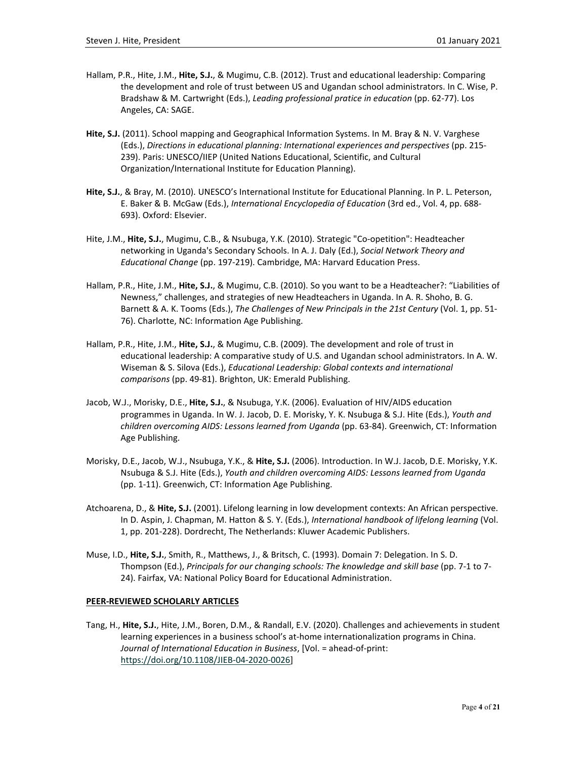Hallam, P.R., Hite, J.M., **Hite, S.J.**, & Mugimu, C.B. (2012). Trust and educational leadership: Comparing the development and role of trust between US and Ugandan school administrators. In C. Wise, P. Bradshaw & M. Cartwright (Eds.), *Leading professional pratice in education* (pp. 62-77). Los Angeles, CA: SAGE.

**Hite, S.J.** (2011). School mapping and Geographical Information Systems. In M. Bray & N. V. Varghese (Eds.), *Directions in educational planning: International experiences and perspectives* (pp. 215-239). Paris: UNESCO/IIEP (United Nations Educational, Scientific, and Cultural Organization/International Institute for Education Planning).

**Hite, S.J.**, & Bray, M. (2010). UNESCO's International Institute for Educational Planning. In P. L. Peterson, E. Baker & B. McGaw (Eds.), *International Encyclopedia of Education* (3rd ed., Vol. 4, pp. 688-693). Oxford: Elsevier.

Hite, J.M., **Hite, S.J.**, Mugimu, C.B., & Nsubuga, Y.K. (2010). Strategic "Co-opetition": Headteacher networking in Uganda's Secondary Schools. In A. J. Daly (Ed.), *Social Network Theory and Educational Change* (pp. 197-219). Cambridge, MA: Harvard Education Press.

Hallam, P.R., Hite, J.M., **Hite, S.J.**, & Mugimu, C.B. (2010). So you want to be a Headteacher?: "Liabilities of Newness," challenges, and strategies of new Headteachers in Uganda. In A. R. Shoho, B. G. Barnett & A. K. Tooms (Eds.), *The Challenges of New Principals in the 21st Century* (Vol. 1, pp. 51-76). Charlotte, NC: Information Age Publishing.

Hallam, P.R., Hite, J.M., **Hite, S.J.**, & Mugimu, C.B. (2009). The development and role of trust in educational leadership: A comparative study of U.S. and Ugandan school administrators. In A. W. Wiseman & S. Silova (Eds.), *Educational Leadership: Global contexts and international comparisons* (pp. 49-81). Brighton, UK: Emerald Publishing.

Jacob, W.J., Morisky, D.E., **Hite, S.J.**, & Nsubuga, Y.K. (2006). Evaluation of HIV/AIDS education programmes in Uganda. In W. J. Jacob, D. E. Morisky, Y. K. Nsubuga & S.J. Hite (Eds.), *Youth and children overcoming AIDS: Lessons learned from Uganda* (pp. 63-84). Greenwich, CT: Information Age Publishing.

Morisky, D.E., Jacob, W.J., Nsubuga, Y.K., & **Hite, S.J.** (2006). Introduction. In W.J. Jacob, D.E. Morisky, Y.K. Nsubuga & S.J. Hite (Eds.), *Youth and children overcoming AIDS: Lessons learned from Uganda* (pp. 1-11). Greenwich, CT: Information Age Publishing.

Atchoarena, D., & **Hite, S.J.** (2001). Lifelong learning in low development contexts: An African perspective. In D. Aspin, J. Chapman, M. Hatton & S. Y. (Eds.), *International handbook of lifelong learning* (Vol. 1, pp. 201-228). Dordrecht, The Netherlands: Kluwer Academic Publishers.

Muse, I.D., **Hite, S.J.**, Smith, R., Matthews, J., & Britsch, C. (1993). Domain 7: Delegation. In S. D. Thompson (Ed.), *Principals for our changing schools: The knowledge and skill base* (pp. 7-1 to 7-24). Fairfax, VA: National Policy Board for Educational Administration.

## PEER-REVIEWED SCHOLARLY ARTICLES

Tang, H., **Hite, S.J.**, Hite, J.M., Boren, D.M., & Randall, E.V. (2020). Challenges and achievements in student learning experiences in a business school's at-home internationalization programs in China. *Journal of International Education in Business*, [Vol. = ahead-of-print: https://doi.org/10.1108/JIEB-04-2020-0026]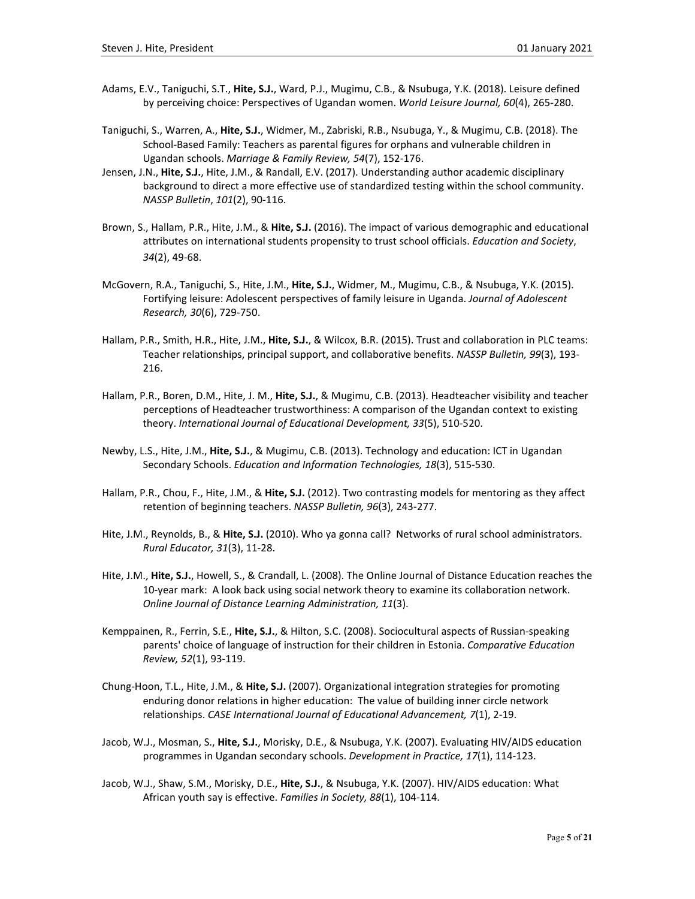Adams, E.V., Taniguchi, S.T., **Hite, S.J.**, Ward, P.J., Mugimu, C.B., & Nsubuga, Y.K. (2018). Leisure defined by perceiving choice: Perspectives of Ugandan women. *World Leisure Journal, 60*(4), 265-280.

Taniguchi, S., Warren, A., **Hite, S.J.**, Widmer, M., Zabriski, R.B., Nsubuga, Y., & Mugimu, C.B. (2018). The School-Based Family: Teachers as parental figures for orphans and vulnerable children in Ugandan schools. *Marriage & Family Review, 54*(7), 152-176.

Jensen, J.N., **Hite, S.J.**, Hite, J.M., & Randall, E.V. (2017). Understanding author academic disciplinary background to direct a more effective use of standardized testing within the school community. *NASSP Bulletin*, *101*(2), 90-116.

Brown, S., Hallam, P.R., Hite, J.M., & **Hite, S.J.** (2016). The impact of various demographic and educational attributes on international students propensity to trust school officials. *Education and Society*, *34*(2), 49-68.

McGovern, R.A., Taniguchi, S., Hite, J.M., **Hite, S.J.**, Widmer, M., Mugimu, C.B., & Nsubuga, Y.K. (2015). Fortifying leisure: Adolescent perspectives of family leisure in Uganda. *Journal of Adolescent Research, 30*(6), 729-750.

Hallam, P.R., Smith, H.R., Hite, J.M., **Hite, S.J.**, & Wilcox, B.R. (2015). Trust and collaboration in PLC teams: Teacher relationships, principal support, and collaborative benefits. *NASSP Bulletin, 99*(3), 193-216.

Hallam, P.R., Boren, D.M., Hite, J. M., **Hite, S.J.**, & Mugimu, C.B. (2013). Headteacher visibility and teacher perceptions of Headteacher trustworthiness: A comparison of the Ugandan context to existing theory. *International Journal of Educational Development, 33*(5), 510-520.

Newby, L.S., Hite, J.M., **Hite, S.J.**, & Mugimu, C.B. (2013). Technology and education: ICT in Ugandan Secondary Schools. *Education and Information Technologies, 18*(3), 515-530.

Hallam, P.R., Chou, F., Hite, J.M., & **Hite, S.J.** (2012). Two contrasting models for mentoring as they affect retention of beginning teachers. *NASSP Bulletin, 96*(3), 243-277.

Hite, J.M., Reynolds, B., & **Hite, S.J.** (2010). Who ya gonna call? Networks of rural school administrators. *Rural Educator, 31*(3), 11-28.

Hite, J.M., **Hite, S.J.**, Howell, S., & Crandall, L. (2008). The Online Journal of Distance Education reaches the 10-year mark: A look back using social network theory to examine its collaboration network. *Online Journal of Distance Learning Administration, 11*(3).

Kemppainen, R., Ferrin, S.E., **Hite, S.J.**, & Hilton, S.C. (2008). Sociocultural aspects of Russian-speaking parents' choice of language of instruction for their children in Estonia. *Comparative Education Review, 52*(1), 93-119.

Chung-Hoon, T.L., Hite, J.M., & **Hite, S.J.** (2007). Organizational integration strategies for promoting enduring donor relations in higher education: The value of building inner circle network relationships. *CASE International Journal of Educational Advancement, 7*(1), 2-19.

Jacob, W.J., Mosman, S., **Hite, S.J.**, Morisky, D.E., & Nsubuga, Y.K. (2007). Evaluating HIV/AIDS education programmes in Ugandan secondary schools. *Development in Practice, 17*(1), 114-123.

Jacob, W.J., Shaw, S.M., Morisky, D.E., **Hite, S.J.**, & Nsubuga, Y.K. (2007). HIV/AIDS education: What African youth say is effective. *Families in Society, 88*(1), 104-114.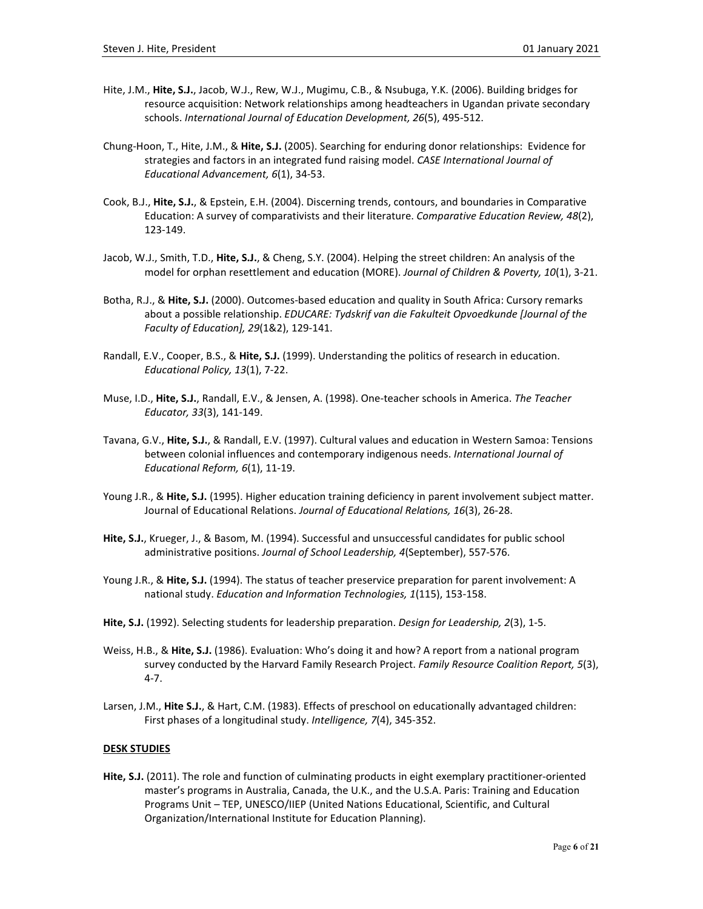Hite, J.M., **Hite, S.J.**, Jacob, W.J., Rew, W.J., Mugimu, C.B., & Nsubuga, Y.K. (2006). Building bridges for resource acquisition: Network relationships among headteachers in Ugandan private secondary schools. *International Journal of Education Development, 26*(5), 495-512.

Chung-Hoon, T., Hite, J.M., & **Hite, S.J.** (2005). Searching for enduring donor relationships: Evidence for strategies and factors in an integrated fund raising model. *CASE International Journal of Educational Advancement, 6*(1), 34-53.

Cook, B.J., **Hite, S.J.**, & Epstein, E.H. (2004). Discerning trends, contours, and boundaries in Comparative Education: A survey of comparativists and their literature. *Comparative Education Review, 48*(2), 123-149.

Jacob, W.J., Smith, T.D., **Hite, S.J.**, & Cheng, S.Y. (2004). Helping the street children: An analysis of the model for orphan resettlement and education (MORE). *Journal of Children & Poverty, 10*(1), 3-21.

Botha, R.J., & **Hite, S.J.** (2000). Outcomes-based education and quality in South Africa: Cursory remarks about a possible relationship. *EDUCARE: Tydskrif van die Fakulteit Opvoedkunde [Journal of the Faculty of Education], 29*(1&2), 129-141.

Randall, E.V., Cooper, B.S., & **Hite, S.J.** (1999). Understanding the politics of research in education. *Educational Policy, 13*(1), 7-22.

Muse, I.D., **Hite, S.J.**, Randall, E.V., & Jensen, A. (1998). One-teacher schools in America. *The Teacher Educator, 33*(3), 141-149.

Tavana, G.V., **Hite, S.J.**, & Randall, E.V. (1997). Cultural values and education in Western Samoa: Tensions between colonial influences and contemporary indigenous needs. *International Journal of Educational Reform, 6*(1), 11-19.

Young J.R., & **Hite, S.J.** (1995). Higher education training deficiency in parent involvement subject matter. Journal of Educational Relations. *Journal of Educational Relations, 16*(3), 26-28.

**Hite, S.J.**, Krueger, J., & Basom, M. (1994). Successful and unsuccessful candidates for public school administrative positions. *Journal of School Leadership, 4*(September), 557-576.

Young J.R., & **Hite, S.J.** (1994). The status of teacher preservice preparation for parent involvement: A national study. *Education and Information Technologies, 1*(115), 153-158.

**Hite, S.J.** (1992). Selecting students for leadership preparation. *Design for Leadership, 2*(3), 1-5.

Weiss, H.B., & **Hite, S.J.** (1986). Evaluation: Who's doing it and how? A report from a national program survey conducted by the Harvard Family Research Project. *Family Resource Coalition Report, 5*(3), 4-7.

Larsen, J.M., **Hite S.J.**, & Hart, C.M. (1983). Effects of preschool on educationally advantaged children: First phases of a longitudinal study. *Intelligence, 7*(4), 345-352.

**DESK STUDIES**

**Hite, S.J.** (2011). The role and function of culminating products in eight exemplary practitioner-oriented master's programs in Australia, Canada, the U.K., and the U.S.A. Paris: Training and Education Programs Unit – TEP, UNESCO/IIEP (United Nations Educational, Scientific, and Cultural Organization/International Institute for Education Planning).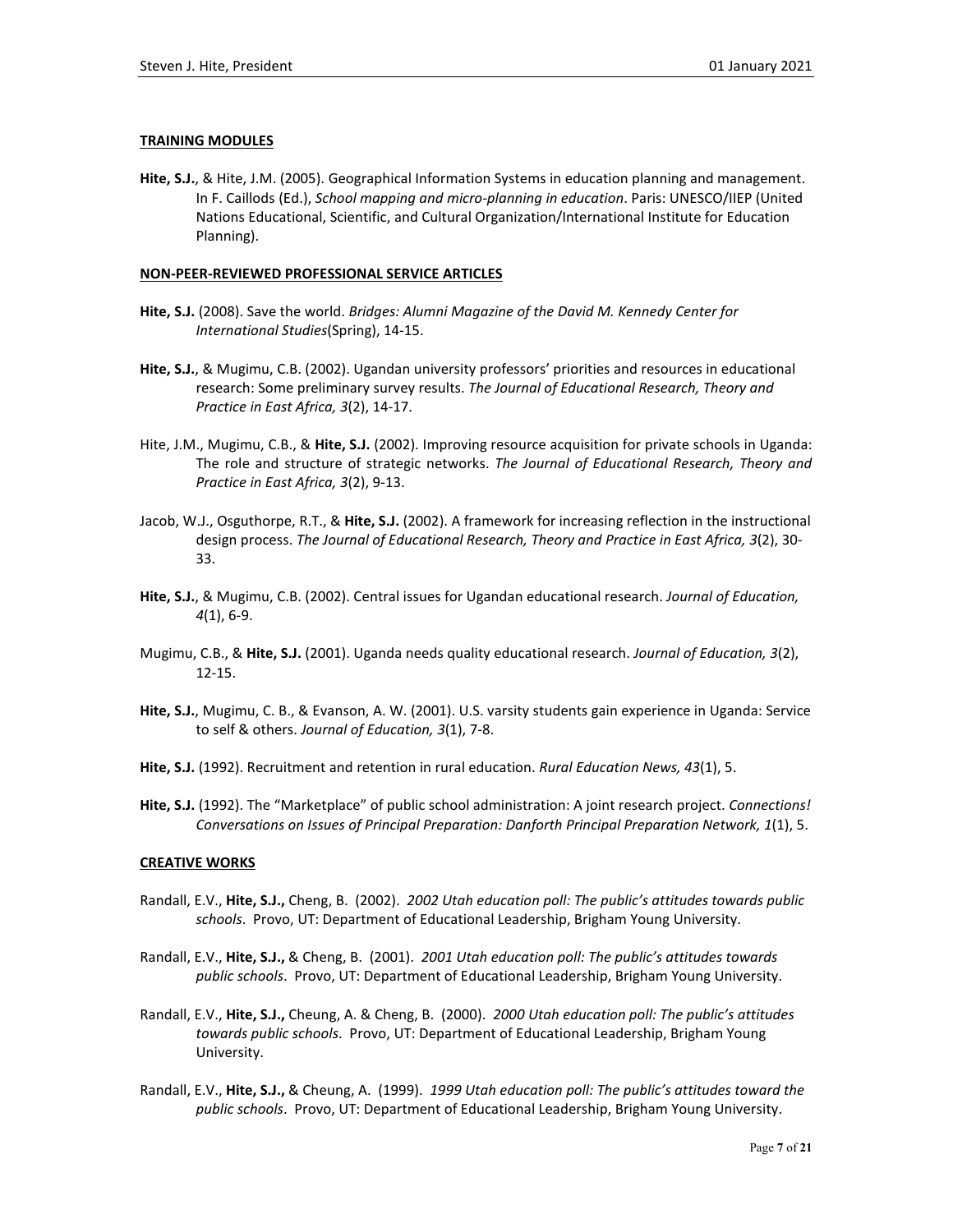#### TRAINING MODULES

**Hite, S.J.**, & Hite, J.M. (2005). Geographical Information Systems in education planning and management. In F. Caillods (Ed.), *School mapping and micro-planning in education*. Paris: UNESCO/IIEP (United Nations Educational, Scientific, and Cultural Organization/International Institute for Education Planning).

#### NON-PEER-REVIEWED PROFESSIONAL SERVICE ARTICLES

**Hite, S.J.** (2008). Save the world. *Bridges: Alumni Magazine of the David M. Kennedy Center for International Studies*(Spring), 14-15.

**Hite, S.J.**, & Mugimu, C.B. (2002). Ugandan university professors' priorities and resources in educational research: Some preliminary survey results. *The Journal of Educational Research, Theory and Practice in East Africa, 3*(2), 14-17.

Hite, J.M., Mugimu, C.B., & **Hite, S.J.** (2002). Improving resource acquisition for private schools in Uganda: The role and structure of strategic networks. *The Journal of Educational Research, Theory and Practice in East Africa, 3*(2), 9-13.

Jacob, W.J., Osguthorpe, R.T., & **Hite, S.J.** (2002). A framework for increasing reflection in the instructional design process. *The Journal of Educational Research, Theory and Practice in East Africa, 3*(2), 30-33.

**Hite, S.J.**, & Mugimu, C.B. (2002). Central issues for Ugandan educational research. *Journal of Education, 4*(1), 6-9.

Mugimu, C.B., & **Hite, S.J.** (2001). Uganda needs quality educational research. *Journal of Education, 3*(2), 12-15.

**Hite, S.J.**, Mugimu, C. B., & Evanson, A. W. (2001). U.S. varsity students gain experience in Uganda: Service to self & others. *Journal of Education, 3*(1), 7-8.

**Hite, S.J.** (1992). Recruitment and retention in rural education. *Rural Education News, 43*(1), 5.

**Hite, S.J.** (1992). The "Marketplace" of public school administration: A joint research project. *Connections! Conversations on Issues of Principal Preparation: Danforth Principal Preparation Network, 1*(1), 5.

#### CREATIVE WORKS

Randall, E.V., **Hite, S.J.,** Cheng, B. (2002). *2002 Utah education poll: The public's attitudes towards public schools*. Provo, UT: Department of Educational Leadership, Brigham Young University.

Randall, E.V., **Hite, S.J.,** & Cheng, B. (2001). *2001 Utah education poll: The public's attitudes towards public schools*. Provo, UT: Department of Educational Leadership, Brigham Young University.

Randall, E.V., **Hite, S.J.,** Cheung, A. & Cheng, B. (2000). *2000 Utah education poll: The public's attitudes towards public schools*. Provo, UT: Department of Educational Leadership, Brigham Young University.

Randall, E.V., **Hite, S.J.,** & Cheung, A. (1999). *1999 Utah education poll: The public's attitudes toward the public schools*. Provo, UT: Department of Educational Leadership, Brigham Young University.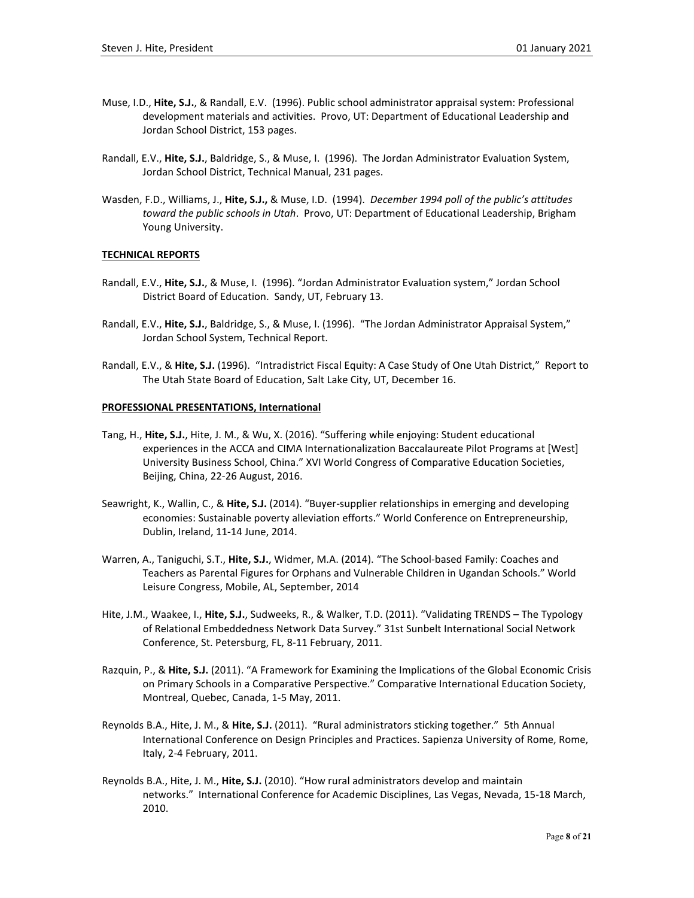Muse, I.D., **Hite, S.J.**, & Randall, E.V. (1996). Public school administrator appraisal system: Professional development materials and activities. Provo, UT: Department of Educational Leadership and Jordan School District, 153 pages.

Randall, E.V., **Hite, S.J.**, Baldridge, S., & Muse, I. (1996). The Jordan Administrator Evaluation System, Jordan School District, Technical Manual, 231 pages.

Wasden, F.D., Williams, J., **Hite, S.J.,** & Muse, I.D. (1994). *December 1994 poll of the public's attitudes toward the public schools in Utah*. Provo, UT: Department of Educational Leadership, Brigham Young University.

**TECHNICAL REPORTS**

Randall, E.V., **Hite, S.J.**, & Muse, I. (1996). "Jordan Administrator Evaluation system," Jordan School District Board of Education. Sandy, UT, February 13.

Randall, E.V., **Hite, S.J.**, Baldridge, S., & Muse, I. (1996). "The Jordan Administrator Appraisal System," Jordan School System, Technical Report.

Randall, E.V., & **Hite, S.J.** (1996). "Intradistrict Fiscal Equity: A Case Study of One Utah District," Report to The Utah State Board of Education, Salt Lake City, UT, December 16.

**PROFESSIONAL PRESENTATIONS, International**

Tang, H., **Hite, S.J.**, Hite, J. M., & Wu, X. (2016). "Suffering while enjoying: Student educational experiences in the ACCA and CIMA Internationalization Baccalaureate Pilot Programs at [West] University Business School, China." XVI World Congress of Comparative Education Societies, Beijing, China, 22-26 August, 2016.

Seawright, K., Wallin, C., & **Hite, S.J.** (2014). "Buyer-supplier relationships in emerging and developing economies: Sustainable poverty alleviation efforts." World Conference on Entrepreneurship, Dublin, Ireland, 11-14 June, 2014.

Warren, A., Taniguchi, S.T., **Hite, S.J.**, Widmer, M.A. (2014). "The School-based Family: Coaches and Teachers as Parental Figures for Orphans and Vulnerable Children in Ugandan Schools." World Leisure Congress, Mobile, AL, September, 2014

Hite, J.M., Waakee, I., **Hite, S.J.**, Sudweeks, R., & Walker, T.D. (2011). "Validating TRENDS – The Typology of Relational Embeddedness Network Data Survey." 31st Sunbelt International Social Network Conference, St. Petersburg, FL, 8-11 February, 2011.

Razquin, P., & **Hite, S.J.** (2011). "A Framework for Examining the Implications of the Global Economic Crisis on Primary Schools in a Comparative Perspective." Comparative International Education Society, Montreal, Quebec, Canada, 1-5 May, 2011.

Reynolds B.A., Hite, J. M., & **Hite, S.J.** (2011). "Rural administrators sticking together." 5th Annual International Conference on Design Principles and Practices. Sapienza University of Rome, Rome, Italy, 2-4 February, 2011.

Reynolds B.A., Hite, J. M., **Hite, S.J.** (2010). "How rural administrators develop and maintain networks." International Conference for Academic Disciplines, Las Vegas, Nevada, 15-18 March, 2010.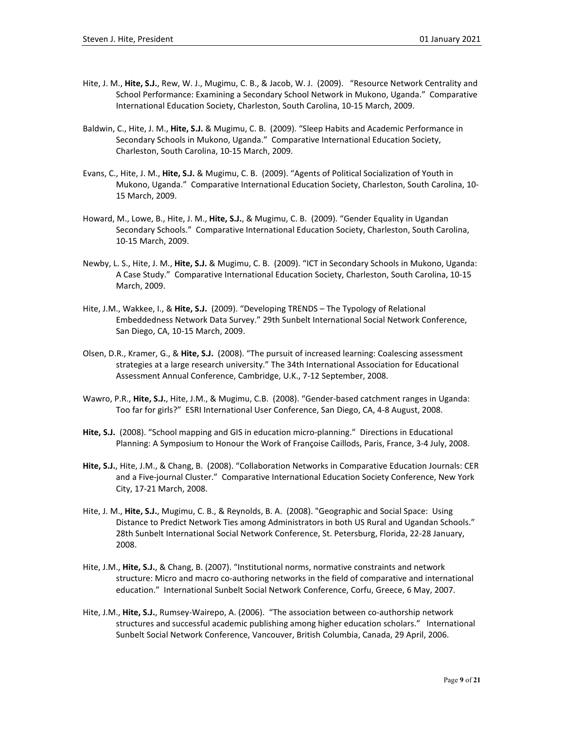Hite, J. M., **Hite, S.J.**, Rew, W. J., Mugimu, C. B., & Jacob, W. J. (2009). "Resource Network Centrality and School Performance: Examining a Secondary School Network in Mukono, Uganda." Comparative International Education Society, Charleston, South Carolina, 10-15 March, 2009.

Baldwin, C., Hite, J. M., **Hite, S.J.** & Mugimu, C. B. (2009). "Sleep Habits and Academic Performance in Secondary Schools in Mukono, Uganda." Comparative International Education Society, Charleston, South Carolina, 10-15 March, 2009.

Evans, C., Hite, J. M., **Hite, S.J.** & Mugimu, C. B. (2009). "Agents of Political Socialization of Youth in Mukono, Uganda." Comparative International Education Society, Charleston, South Carolina, 10-15 March, 2009.

Howard, M., Lowe, B., Hite, J. M., **Hite, S.J.**, & Mugimu, C. B. (2009). "Gender Equality in Ugandan Secondary Schools." Comparative International Education Society, Charleston, South Carolina, 10-15 March, 2009.

Newby, L. S., Hite, J. M., **Hite, S.J.** & Mugimu, C. B. (2009). "ICT in Secondary Schools in Mukono, Uganda: A Case Study." Comparative International Education Society, Charleston, South Carolina, 10-15 March, 2009.

Hite, J.M., Wakkee, I., & **Hite, S.J.** (2009). "Developing TRENDS – The Typology of Relational Embeddedness Network Data Survey." 29th Sunbelt International Social Network Conference, San Diego, CA, 10-15 March, 2009.

Olsen, D.R., Kramer, G., & **Hite, S.J.** (2008). "The pursuit of increased learning: Coalescing assessment strategies at a large research university." The 34th International Association for Educational Assessment Annual Conference, Cambridge, U.K., 7-12 September, 2008.

Wawro, P.R., **Hite, S.J.**, Hite, J.M., & Mugimu, C.B. (2008). "Gender-based catchment ranges in Uganda: Too far for girls?" ESRI International User Conference, San Diego, CA, 4-8 August, 2008.

**Hite, S.J.** (2008). "School mapping and GIS in education micro-planning." Directions in Educational Planning: A Symposium to Honour the Work of Françoise Caillods, Paris, France, 3-4 July, 2008.

**Hite, S.J.**, Hite, J.M., & Chang, B. (2008). "Collaboration Networks in Comparative Education Journals: CER and a Five-journal Cluster." Comparative International Education Society Conference, New York City, 17-21 March, 2008.

Hite, J. M., **Hite, S.J.**, Mugimu, C. B., & Reynolds, B. A. (2008). "Geographic and Social Space: Using Distance to Predict Network Ties among Administrators in both US Rural and Ugandan Schools." 28th Sunbelt International Social Network Conference, St. Petersburg, Florida, 22-28 January, 2008.

Hite, J.M., **Hite, S.J.**, & Chang, B. (2007). "Institutional norms, normative constraints and network structure: Micro and macro co-authoring networks in the field of comparative and international education." International Sunbelt Social Network Conference, Corfu, Greece, 6 May, 2007.

Hite, J.M., **Hite, S.J.**, Rumsey-Wairepo, A. (2006). "The association between co-authorship network structures and successful academic publishing among higher education scholars." International Sunbelt Social Network Conference, Vancouver, British Columbia, Canada, 29 April, 2006.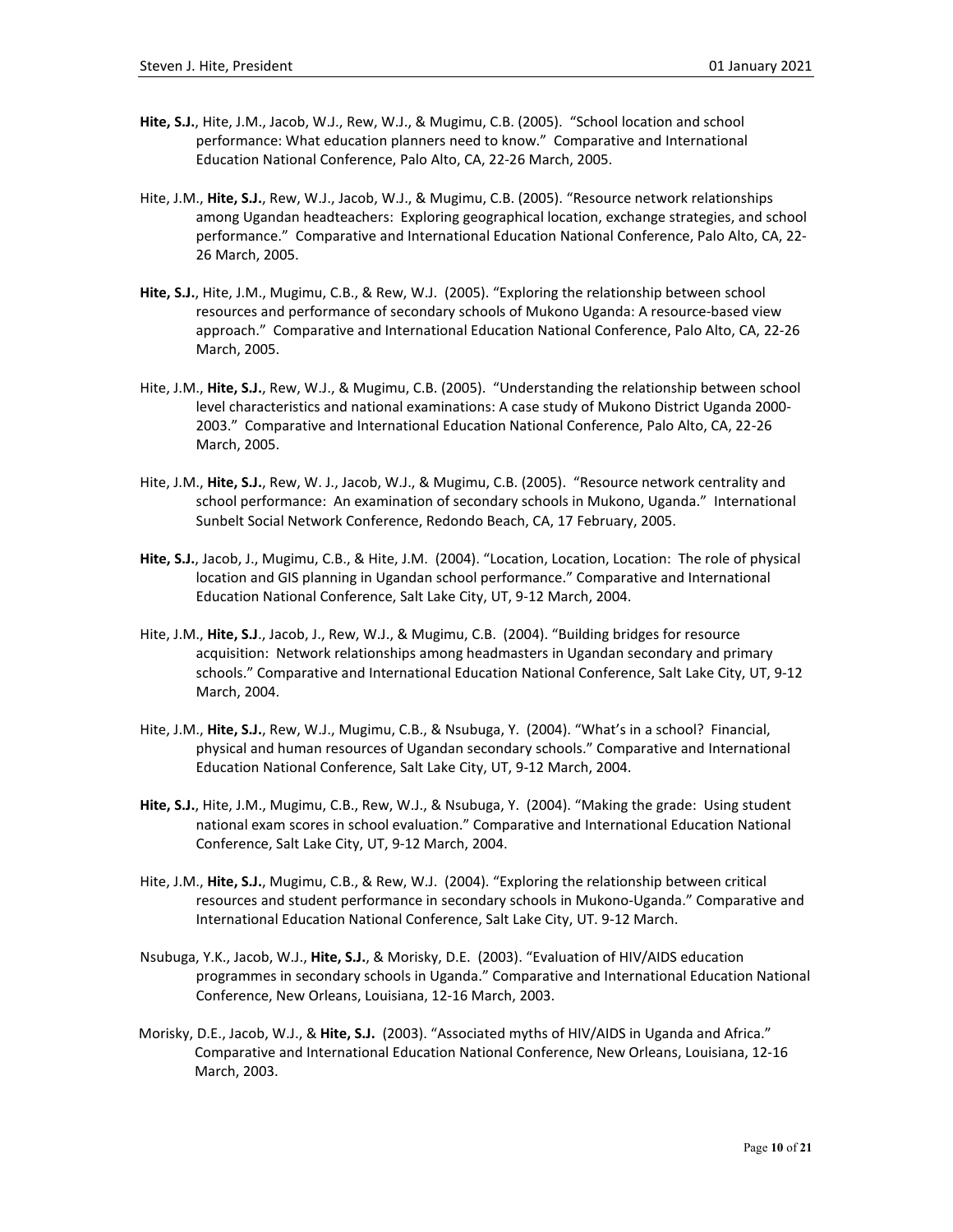**Hite, S.J.**, Hite, J.M., Jacob, W.J., Rew, W.J., & Mugimu, C.B. (2005). "School location and school performance: What education planners need to know." Comparative and International Education National Conference, Palo Alto, CA, 22-26 March, 2005.

Hite, J.M., **Hite, S.J.**, Rew, W.J., Jacob, W.J., & Mugimu, C.B. (2005). "Resource network relationships among Ugandan headteachers: Exploring geographical location, exchange strategies, and school performance." Comparative and International Education National Conference, Palo Alto, CA, 22-26 March, 2005.

**Hite, S.J.**, Hite, J.M., Mugimu, C.B., & Rew, W.J. (2005). "Exploring the relationship between school resources and performance of secondary schools of Mukono Uganda: A resource-based view approach." Comparative and International Education National Conference, Palo Alto, CA, 22-26 March, 2005.

Hite, J.M., **Hite, S.J.**, Rew, W.J., & Mugimu, C.B. (2005). "Understanding the relationship between school level characteristics and national examinations: A case study of Mukono District Uganda 2000-2003." Comparative and International Education National Conference, Palo Alto, CA, 22-26 March, 2005.

Hite, J.M., **Hite, S.J.**, Rew, W. J., Jacob, W.J., & Mugimu, C.B. (2005). "Resource network centrality and school performance: An examination of secondary schools in Mukono, Uganda." International Sunbelt Social Network Conference, Redondo Beach, CA, 17 February, 2005.

**Hite, S.J.**, Jacob, J., Mugimu, C.B., & Hite, J.M. (2004). "Location, Location, Location: The role of physical location and GIS planning in Ugandan school performance." Comparative and International Education National Conference, Salt Lake City, UT, 9-12 March, 2004.

Hite, J.M., **Hite, S.J**., Jacob, J., Rew, W.J., & Mugimu, C.B. (2004). "Building bridges for resource acquisition: Network relationships among headmasters in Ugandan secondary and primary schools." Comparative and International Education National Conference, Salt Lake City, UT, 9-12 March, 2004.

Hite, J.M., **Hite, S.J.**, Rew, W.J., Mugimu, C.B., & Nsubuga, Y. (2004). "What's in a school? Financial, physical and human resources of Ugandan secondary schools." Comparative and International Education National Conference, Salt Lake City, UT, 9-12 March, 2004.

**Hite, S.J.**, Hite, J.M., Mugimu, C.B., Rew, W.J., & Nsubuga, Y. (2004). "Making the grade: Using student national exam scores in school evaluation." Comparative and International Education National Conference, Salt Lake City, UT, 9-12 March, 2004.

Hite, J.M., **Hite, S.J.**, Mugimu, C.B., & Rew, W.J. (2004). "Exploring the relationship between critical resources and student performance in secondary schools in Mukono-Uganda." Comparative and International Education National Conference, Salt Lake City, UT. 9-12 March.

Nsubuga, Y.K., Jacob, W.J., **Hite, S.J.**, & Morisky, D.E. (2003). "Evaluation of HIV/AIDS education programmes in secondary schools in Uganda." Comparative and International Education National Conference, New Orleans, Louisiana, 12-16 March, 2003.

Morisky, D.E., Jacob, W.J., & **Hite, S.J.** (2003). "Associated myths of HIV/AIDS in Uganda and Africa." Comparative and International Education National Conference, New Orleans, Louisiana, 12-16 March, 2003.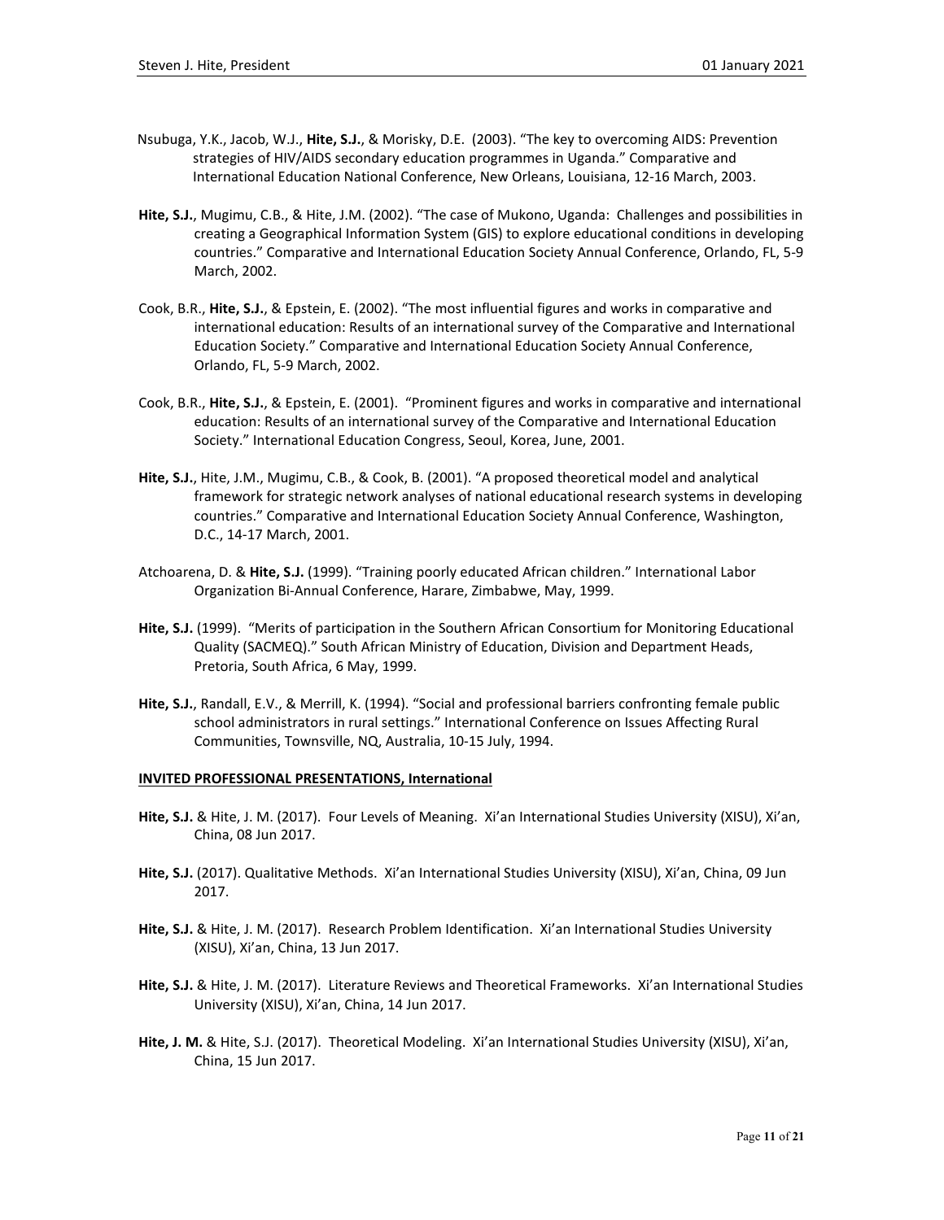Nsubuga, Y.K., Jacob, W.J., **Hite, S.J.**, & Morisky, D.E. (2003). "The key to overcoming AIDS: Prevention strategies of HIV/AIDS secondary education programmes in Uganda." Comparative and International Education National Conference, New Orleans, Louisiana, 12-16 March, 2003.

**Hite, S.J.**, Mugimu, C.B., & Hite, J.M. (2002). "The case of Mukono, Uganda: Challenges and possibilities in creating a Geographical Information System (GIS) to explore educational conditions in developing countries." Comparative and International Education Society Annual Conference, Orlando, FL, 5-9 March, 2002.

Cook, B.R., **Hite, S.J.**, & Epstein, E. (2002). "The most influential figures and works in comparative and international education: Results of an international survey of the Comparative and International Education Society." Comparative and International Education Society Annual Conference, Orlando, FL, 5-9 March, 2002.

Cook, B.R., **Hite, S.J.**, & Epstein, E. (2001). "Prominent figures and works in comparative and international education: Results of an international survey of the Comparative and International Education Society." International Education Congress, Seoul, Korea, June, 2001.

**Hite, S.J.**, Hite, J.M., Mugimu, C.B., & Cook, B. (2001). "A proposed theoretical model and analytical framework for strategic network analyses of national educational research systems in developing countries." Comparative and International Education Society Annual Conference, Washington, D.C., 14-17 March, 2001.

Atchoarena, D. & **Hite, S.J.** (1999). "Training poorly educated African children." International Labor Organization Bi-Annual Conference, Harare, Zimbabwe, May, 1999.

**Hite, S.J.** (1999). "Merits of participation in the Southern African Consortium for Monitoring Educational Quality (SACMEQ)." South African Ministry of Education, Division and Department Heads, Pretoria, South Africa, 6 May, 1999.

**Hite, S.J.**, Randall, E.V., & Merrill, K. (1994). "Social and professional barriers confronting female public school administrators in rural settings." International Conference on Issues Affecting Rural Communities, Townsville, NQ, Australia, 10-15 July, 1994.

**INVITED PROFESSIONAL PRESENTATIONS, International**

**Hite, S.J.** & Hite, J. M. (2017). Four Levels of Meaning. Xi'an International Studies University (XISU), Xi'an, China, 08 Jun 2017.

**Hite, S.J.** (2017). Qualitative Methods. Xi'an International Studies University (XISU), Xi'an, China, 09 Jun 2017.

**Hite, S.J.** & Hite, J. M. (2017). Research Problem Identification. Xi'an International Studies University (XISU), Xi'an, China, 13 Jun 2017.

**Hite, S.J.** & Hite, J. M. (2017). Literature Reviews and Theoretical Frameworks. Xi'an International Studies University (XISU), Xi'an, China, 14 Jun 2017.

**Hite, J. M.** & Hite, S.J. (2017). Theoretical Modeling. Xi'an International Studies University (XISU), Xi'an, China, 15 Jun 2017.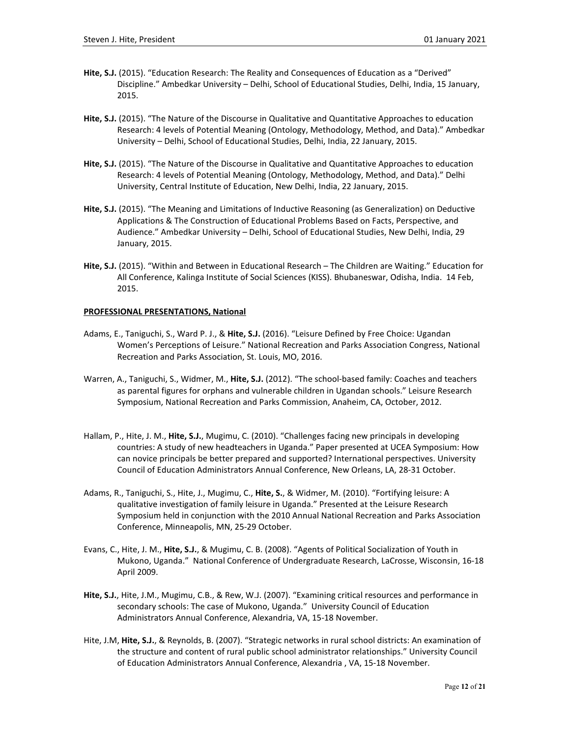**Hite, S.J.** (2015). "Education Research: The Reality and Consequences of Education as a "Derived" Discipline." Ambedkar University – Delhi, School of Educational Studies, Delhi, India, 15 January, 2015.

**Hite, S.J.** (2015). "The Nature of the Discourse in Qualitative and Quantitative Approaches to education Research: 4 levels of Potential Meaning (Ontology, Methodology, Method, and Data)." Ambedkar University – Delhi, School of Educational Studies, Delhi, India, 22 January, 2015.

**Hite, S.J.** (2015). "The Nature of the Discourse in Qualitative and Quantitative Approaches to education Research: 4 levels of Potential Meaning (Ontology, Methodology, Method, and Data)." Delhi University, Central Institute of Education, New Delhi, India, 22 January, 2015.

**Hite, S.J.** (2015). "The Meaning and Limitations of Inductive Reasoning (as Generalization) on Deductive Applications & The Construction of Educational Problems Based on Facts, Perspective, and Audience." Ambedkar University – Delhi, School of Educational Studies, New Delhi, India, 29 January, 2015.

**Hite, S.J.** (2015). "Within and Between in Educational Research – The Children are Waiting." Education for All Conference, Kalinga Institute of Social Sciences (KISS). Bhubaneswar, Odisha, India. 14 Feb, 2015.

**PROFESSIONAL PRESENTATIONS, National**

Adams, E., Taniguchi, S., Ward P. J., & **Hite, S.J.** (2016). "Leisure Defined by Free Choice: Ugandan Women's Perceptions of Leisure." National Recreation and Parks Association Congress, National Recreation and Parks Association, St. Louis, MO, 2016.

Warren, A., Taniguchi, S., Widmer, M., **Hite, S.J.** (2012). "The school-based family: Coaches and teachers as parental figures for orphans and vulnerable children in Ugandan schools." Leisure Research Symposium, National Recreation and Parks Commission, Anaheim, CA, October, 2012.

Hallam, P., Hite, J. M., **Hite, S.J.**, Mugimu, C. (2010). "Challenges facing new principals in developing countries: A study of new headteachers in Uganda." Paper presented at UCEA Symposium: How can novice principals be better prepared and supported? International perspectives. University Council of Education Administrators Annual Conference, New Orleans, LA, 28-31 October.

Adams, R., Taniguchi, S., Hite, J., Mugimu, C., **Hite, S.**, & Widmer, M. (2010). "Fortifying leisure: A qualitative investigation of family leisure in Uganda." Presented at the Leisure Research Symposium held in conjunction with the 2010 Annual National Recreation and Parks Association Conference, Minneapolis, MN, 25-29 October.

Evans, C., Hite, J. M., **Hite, S.J.**, & Mugimu, C. B. (2008). "Agents of Political Socialization of Youth in Mukono, Uganda." National Conference of Undergraduate Research, LaCrosse, Wisconsin, 16-18 April 2009.

**Hite, S.J.**, Hite, J.M., Mugimu, C.B., & Rew, W.J. (2007). "Examining critical resources and performance in secondary schools: The case of Mukono, Uganda." University Council of Education Administrators Annual Conference, Alexandria, VA, 15-18 November.

Hite, J.M, **Hite, S.J.**, & Reynolds, B. (2007). "Strategic networks in rural school districts: An examination of the structure and content of rural public school administrator relationships." University Council of Education Administrators Annual Conference, Alexandria , VA, 15-18 November.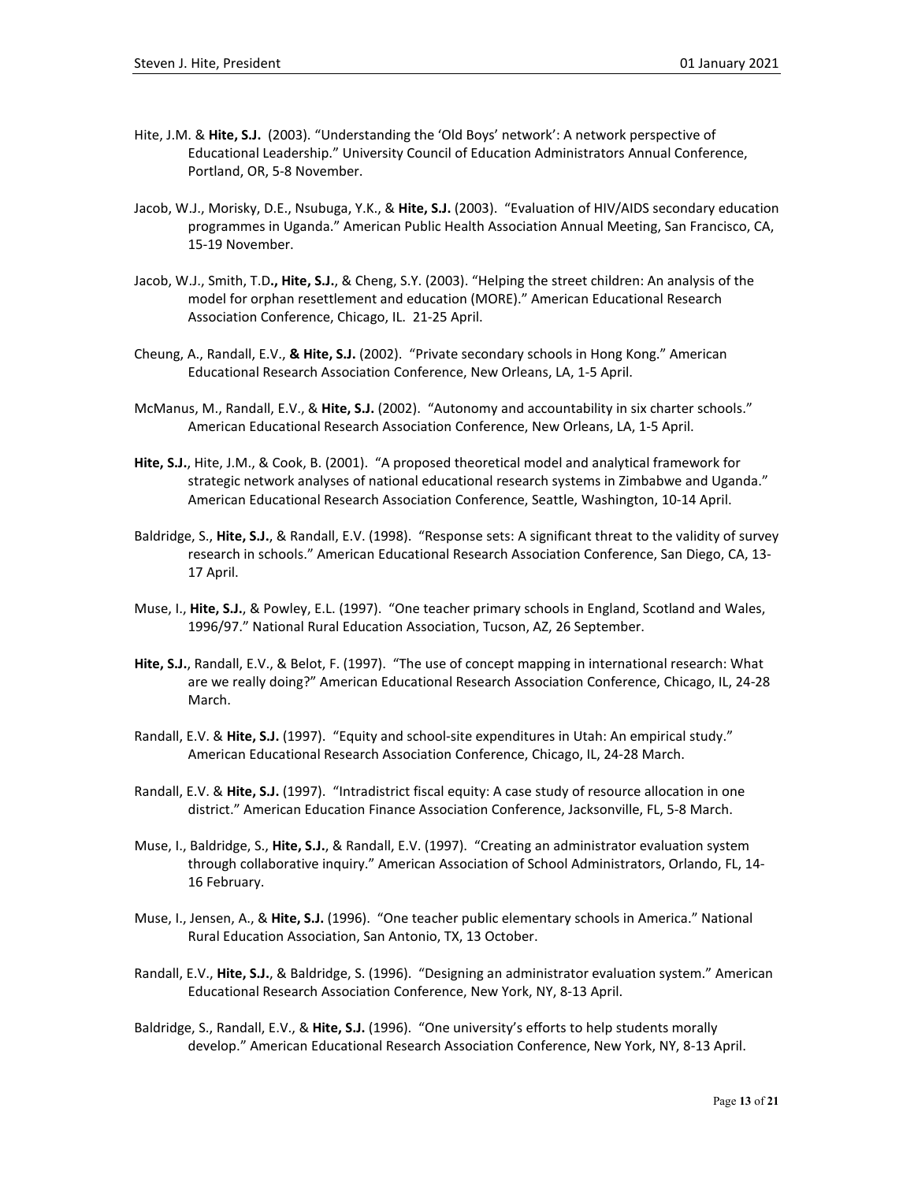Hite, J.M. & **Hite, S.J.** (2003). “Understanding the ‘Old Boys’ network’: A network perspective of Educational Leadership.” University Council of Education Administrators Annual Conference, Portland, OR, 5-8 November.

Jacob, W.J., Morisky, D.E., Nsubuga, Y.K., & **Hite, S.J.** (2003). “Evaluation of HIV/AIDS secondary education programmes in Uganda.” American Public Health Association Annual Meeting, San Francisco, CA, 15-19 November.

Jacob, W.J., Smith, T.D**., Hite, S.J.**, & Cheng, S.Y. (2003). “Helping the street children: An analysis of the model for orphan resettlement and education (MORE).” American Educational Research Association Conference, Chicago, IL. 21-25 April.

Cheung, A., Randall, E.V., **& Hite, S.J.** (2002). “Private secondary schools in Hong Kong.” American Educational Research Association Conference, New Orleans, LA, 1-5 April.

McManus, M., Randall, E.V., & **Hite, S.J.** (2002). “Autonomy and accountability in six charter schools.” American Educational Research Association Conference, New Orleans, LA, 1-5 April.

**Hite, S.J.**, Hite, J.M., & Cook, B. (2001). “A proposed theoretical model and analytical framework for strategic network analyses of national educational research systems in Zimbabwe and Uganda.” American Educational Research Association Conference, Seattle, Washington, 10-14 April.

Baldridge, S., **Hite, S.J.**, & Randall, E.V. (1998). “Response sets: A significant threat to the validity of survey research in schools.” American Educational Research Association Conference, San Diego, CA, 13-17 April.

Muse, I., **Hite, S.J.**, & Powley, E.L. (1997). “One teacher primary schools in England, Scotland and Wales, 1996/97.” National Rural Education Association, Tucson, AZ, 26 September.

**Hite, S.J.**, Randall, E.V., & Belot, F. (1997). “The use of concept mapping in international research: What are we really doing?” American Educational Research Association Conference, Chicago, IL, 24-28 March.

Randall, E.V. & **Hite, S.J.** (1997). “Equity and school-site expenditures in Utah: An empirical study.” American Educational Research Association Conference, Chicago, IL, 24-28 March.

Randall, E.V. & **Hite, S.J.** (1997). “Intradistrict fiscal equity: A case study of resource allocation in one district.” American Education Finance Association Conference, Jacksonville, FL, 5-8 March.

Muse, I., Baldridge, S., **Hite, S.J.**, & Randall, E.V. (1997). “Creating an administrator evaluation system through collaborative inquiry.” American Association of School Administrators, Orlando, FL, 14-16 February.

Muse, I., Jensen, A., & **Hite, S.J.** (1996). “One teacher public elementary schools in America.” National Rural Education Association, San Antonio, TX, 13 October.

Randall, E.V., **Hite, S.J.**, & Baldridge, S. (1996). “Designing an administrator evaluation system.” American Educational Research Association Conference, New York, NY, 8-13 April.

Baldridge, S., Randall, E.V., & **Hite, S.J.** (1996). “One university’s efforts to help students morally develop.” American Educational Research Association Conference, New York, NY, 8-13 April.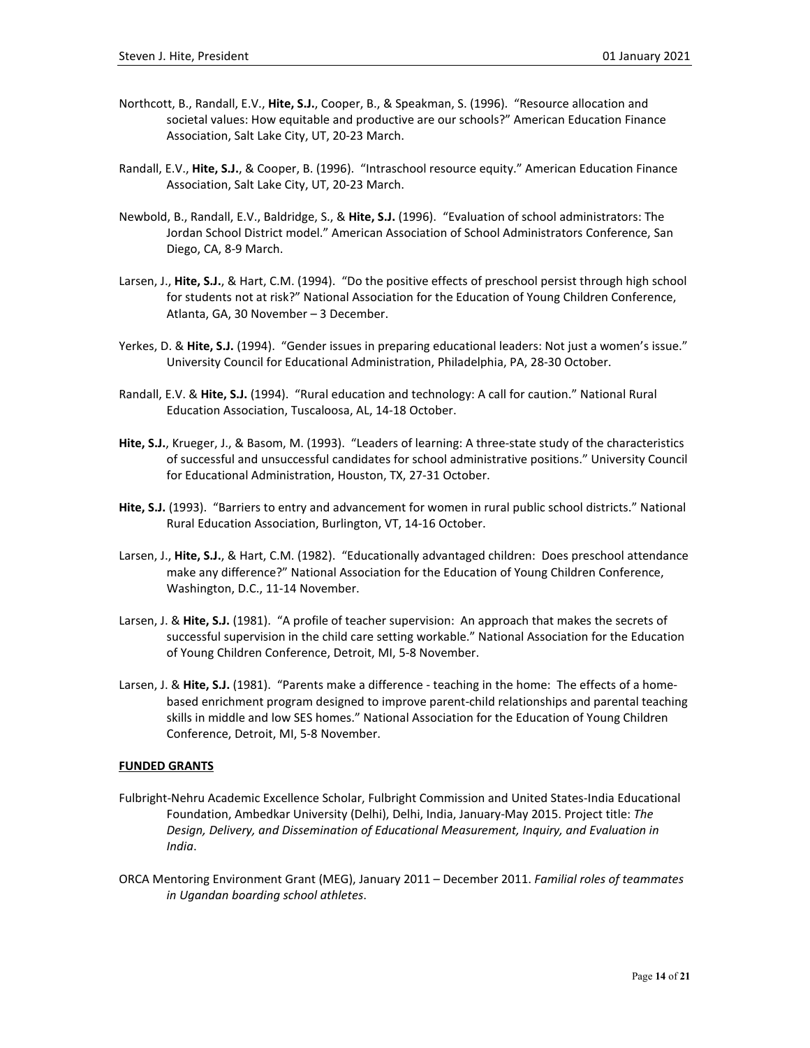Northcott, B., Randall, E.V., **Hite, S.J.**, Cooper, B., & Speakman, S. (1996). "Resource allocation and societal values: How equitable and productive are our schools?" American Education Finance Association, Salt Lake City, UT, 20-23 March.

Randall, E.V., **Hite, S.J.**, & Cooper, B. (1996). "Intraschool resource equity." American Education Finance Association, Salt Lake City, UT, 20-23 March.

Newbold, B., Randall, E.V., Baldridge, S., & **Hite, S.J.** (1996). "Evaluation of school administrators: The Jordan School District model." American Association of School Administrators Conference, San Diego, CA, 8-9 March.

Larsen, J., **Hite, S.J.**, & Hart, C.M. (1994). "Do the positive effects of preschool persist through high school for students not at risk?" National Association for the Education of Young Children Conference, Atlanta, GA, 30 November – 3 December.

Yerkes, D. & **Hite, S.J.** (1994). "Gender issues in preparing educational leaders: Not just a women's issue." University Council for Educational Administration, Philadelphia, PA, 28-30 October.

Randall, E.V. & **Hite, S.J.** (1994). "Rural education and technology: A call for caution." National Rural Education Association, Tuscaloosa, AL, 14-18 October.

**Hite, S.J.**, Krueger, J., & Basom, M. (1993). "Leaders of learning: A three-state study of the characteristics of successful and unsuccessful candidates for school administrative positions." University Council for Educational Administration, Houston, TX, 27-31 October.

**Hite, S.J.** (1993). "Barriers to entry and advancement for women in rural public school districts." National Rural Education Association, Burlington, VT, 14-16 October.

Larsen, J., **Hite, S.J.**, & Hart, C.M. (1982). "Educationally advantaged children: Does preschool attendance make any difference?" National Association for the Education of Young Children Conference, Washington, D.C., 11-14 November.

Larsen, J. & **Hite, S.J.** (1981). "A profile of teacher supervision: An approach that makes the secrets of successful supervision in the child care setting workable." National Association for the Education of Young Children Conference, Detroit, MI, 5-8 November.

Larsen, J. & **Hite, S.J.** (1981). "Parents make a difference - teaching in the home: The effects of a home-based enrichment program designed to improve parent-child relationships and parental teaching skills in middle and low SES homes." National Association for the Education of Young Children Conference, Detroit, MI, 5-8 November.

## FUNDED GRANTS

Fulbright-Nehru Academic Excellence Scholar, Fulbright Commission and United States-India Educational Foundation, Ambedkar University (Delhi), Delhi, India, January-May 2015. Project title: *The Design, Delivery, and Dissemination of Educational Measurement, Inquiry, and Evaluation in India*.

ORCA Mentoring Environment Grant (MEG), January 2011 – December 2011. *Familial roles of teammates in Ugandan boarding school athletes*.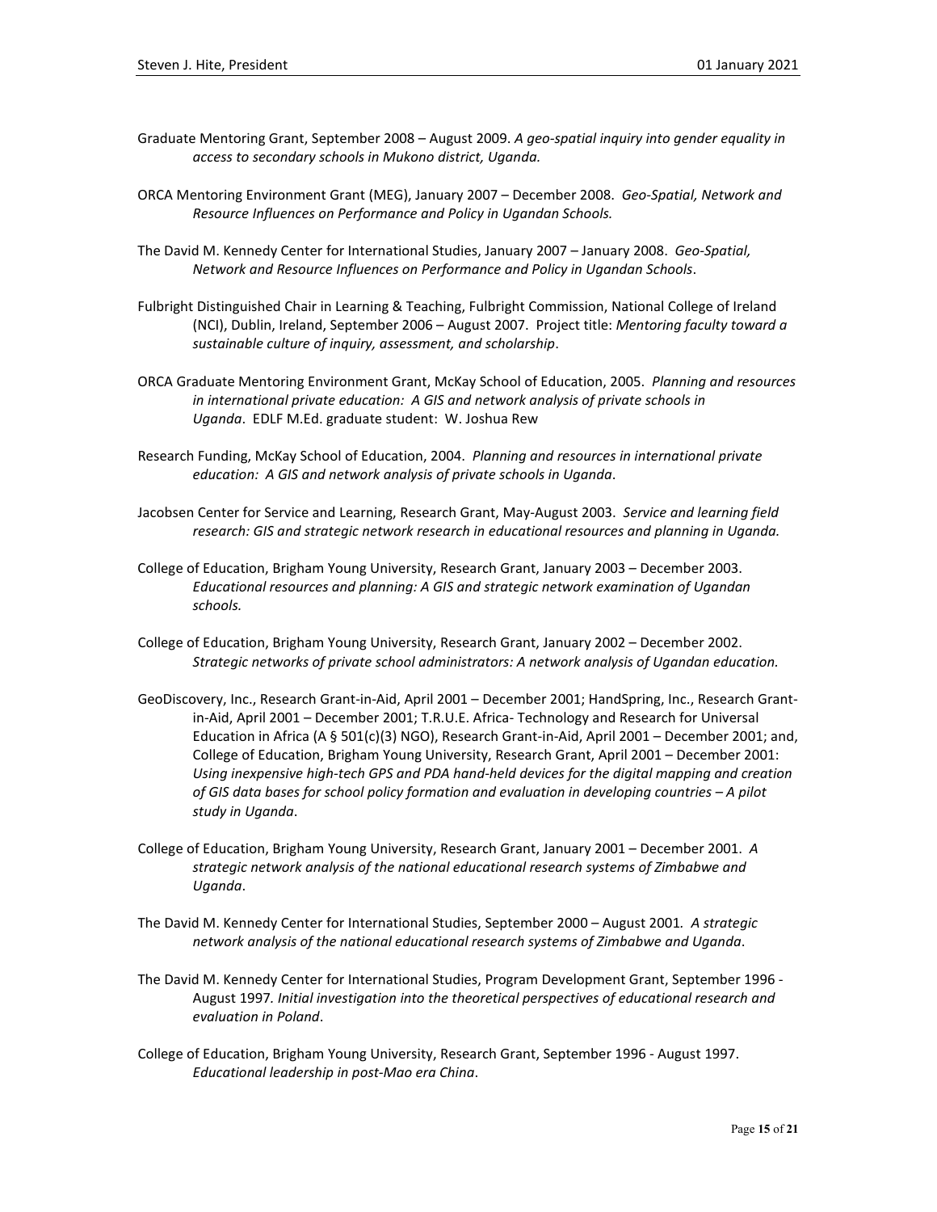Graduate Mentoring Grant, September 2008 – August 2009. *A geo-spatial inquiry into gender equality in access to secondary schools in Mukono district, Uganda.*

ORCA Mentoring Environment Grant (MEG), January 2007 – December 2008. *Geo-Spatial, Network and Resource Influences on Performance and Policy in Ugandan Schools.*

The David M. Kennedy Center for International Studies, January 2007 – January 2008. *Geo-Spatial, Network and Resource Influences on Performance and Policy in Ugandan Schools*.

Fulbright Distinguished Chair in Learning & Teaching, Fulbright Commission, National College of Ireland (NCI), Dublin, Ireland, September 2006 – August 2007. Project title: *Mentoring faculty toward a sustainable culture of inquiry, assessment, and scholarship*.

ORCA Graduate Mentoring Environment Grant, McKay School of Education, 2005. *Planning and resources in international private education: A GIS and network analysis of private schools in Uganda*. EDLF M.Ed. graduate student: W. Joshua Rew

Research Funding, McKay School of Education, 2004. *Planning and resources in international private education: A GIS and network analysis of private schools in Uganda*.

Jacobsen Center for Service and Learning, Research Grant, May-August 2003. *Service and learning field research: GIS and strategic network research in educational resources and planning in Uganda.*

College of Education, Brigham Young University, Research Grant, January 2003 – December 2003. *Educational resources and planning: A GIS and strategic network examination of Ugandan schools.*

College of Education, Brigham Young University, Research Grant, January 2002 – December 2002. *Strategic networks of private school administrators: A network analysis of Ugandan education.*

GeoDiscovery, Inc., Research Grant-in-Aid, April 2001 – December 2001; HandSpring, Inc., Research Grant-in-Aid, April 2001 – December 2001; T.R.U.E. Africa- Technology and Research for Universal Education in Africa (A § 501(c)(3) NGO), Research Grant-in-Aid, April 2001 – December 2001; and, College of Education, Brigham Young University, Research Grant, April 2001 – December 2001: *Using inexpensive high-tech GPS and PDA hand-held devices for the digital mapping and creation of GIS data bases for school policy formation and evaluation in developing countries – A pilot study in Uganda*.

College of Education, Brigham Young University, Research Grant, January 2001 – December 2001. *A strategic network analysis of the national educational research systems of Zimbabwe and Uganda*.

The David M. Kennedy Center for International Studies, September 2000 – August 2001. *A strategic network analysis of the national educational research systems of Zimbabwe and Uganda*.

The David M. Kennedy Center for International Studies, Program Development Grant, September 1996 - August 1997. *Initial investigation into the theoretical perspectives of educational research and evaluation in Poland*.

College of Education, Brigham Young University, Research Grant, September 1996 - August 1997. *Educational leadership in post-Mao era China*.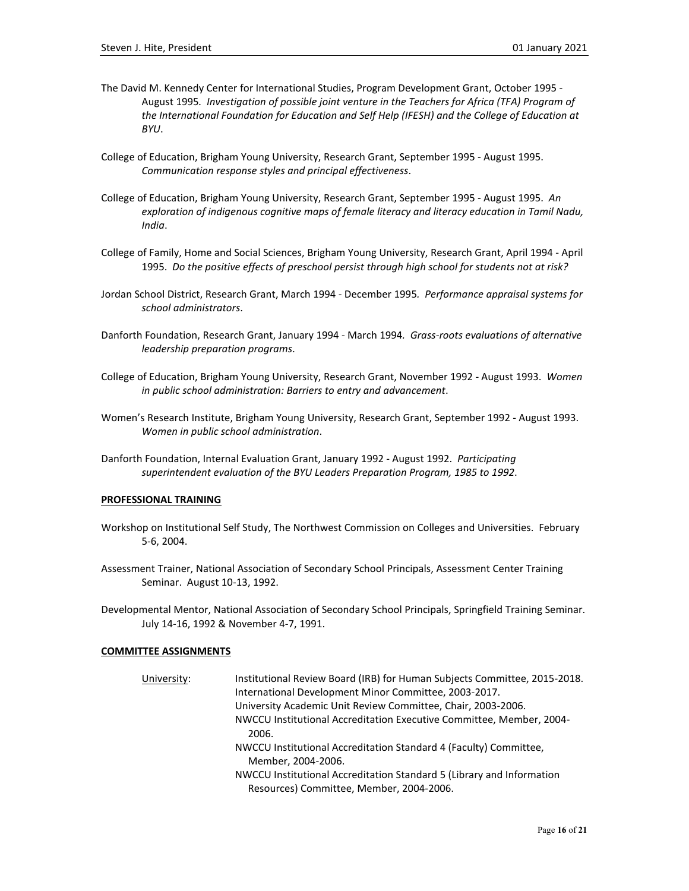The David M. Kennedy Center for International Studies, Program Development Grant, October 1995 - August 1995. *Investigation of possible joint venture in the Teachers for Africa (TFA) Program of the International Foundation for Education and Self Help (IFESH) and the College of Education at BYU*.

College of Education, Brigham Young University, Research Grant, September 1995 - August 1995. *Communication response styles and principal effectiveness*.

College of Education, Brigham Young University, Research Grant, September 1995 - August 1995. *An exploration of indigenous cognitive maps of female literacy and literacy education in Tamil Nadu, India*.

College of Family, Home and Social Sciences, Brigham Young University, Research Grant, April 1994 - April 1995. *Do the positive effects of preschool persist through high school for students not at risk?*

Jordan School District, Research Grant, March 1994 - December 1995. *Performance appraisal systems for school administrators*.

Danforth Foundation, Research Grant, January 1994 - March 1994. *Grass-roots evaluations of alternative leadership preparation programs*.

College of Education, Brigham Young University, Research Grant, November 1992 - August 1993. *Women in public school administration: Barriers to entry and advancement*.

Women's Research Institute, Brigham Young University, Research Grant, September 1992 - August 1993. *Women in public school administration*.

Danforth Foundation, Internal Evaluation Grant, January 1992 - August 1992. *Participating superintendent evaluation of the BYU Leaders Preparation Program, 1985 to 1992*.

## PROFESSIONAL TRAINING

Workshop on Institutional Self Study, The Northwest Commission on Colleges and Universities. February 5-6, 2004.

Assessment Trainer, National Association of Secondary School Principals, Assessment Center Training Seminar. August 10-13, 1992.

Developmental Mentor, National Association of Secondary School Principals, Springfield Training Seminar. July 14-16, 1992 & November 4-7, 1991.

## COMMITTEE ASSIGNMENTS

University:

- Institutional Review Board (IRB) for Human Subjects Committee, 2015-2018.
- International Development Minor Committee, 2003-2017.
- University Academic Unit Review Committee, Chair, 2003-2006.
- NWCCU Institutional Accreditation Executive Committee, Member, 2004-2006.
- NWCCU Institutional Accreditation Standard 4 (Faculty) Committee, Member, 2004-2006.
- NWCCU Institutional Accreditation Standard 5 (Library and Information Resources) Committee, Member, 2004-2006.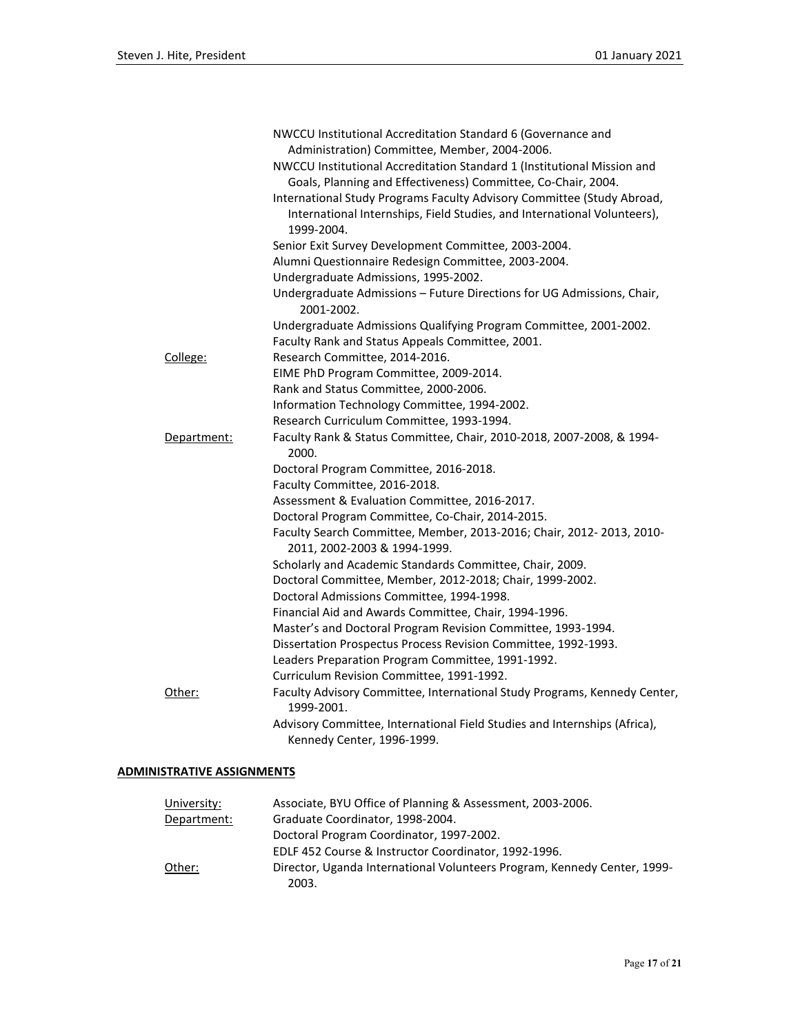NWCCU Institutional Accreditation Standard 6 (Governance and Administration) Committee, Member, 2004-2006.
NWCCU Institutional Accreditation Standard 1 (Institutional Mission and Goals, Planning and Effectiveness) Committee, Co-Chair, 2004.
International Study Programs Faculty Advisory Committee (Study Abroad, International Internships, Field Studies, and International Volunteers), 1999-2004.
Senior Exit Survey Development Committee, 2003-2004.
Alumni Questionnaire Redesign Committee, 2003-2004.
Undergraduate Admissions, 1995-2002.
Undergraduate Admissions – Future Directions for UG Admissions, Chair, 2001-2002.
Undergraduate Admissions Qualifying Program Committee, 2001-2002.
Faculty Rank and Status Appeals Committee, 2001.

<u>College:</u>
Research Committee, 2014-2016.
EIME PhD Program Committee, 2009-2014.
Rank and Status Committee, 2000-2006.
Information Technology Committee, 1994-2002.
Research Curriculum Committee, 1993-1994.

<u>Department:</u>
Faculty Rank & Status Committee, Chair, 2010-2018, 2007-2008, & 1994-2000.
Doctoral Program Committee, 2016-2018.
Faculty Committee, 2016-2018.
Assessment & Evaluation Committee, 2016-2017.
Doctoral Program Committee, Co-Chair, 2014-2015.
Faculty Search Committee, Member, 2013-2016; Chair, 2012- 2013, 2010-2011, 2002-2003 & 1994-1999.
Scholarly and Academic Standards Committee, Chair, 2009.
Doctoral Committee, Member, 2012-2018; Chair, 1999-2002.
Doctoral Admissions Committee, 1994-1998.
Financial Aid and Awards Committee, Chair, 1994-1996.
Master's and Doctoral Program Revision Committee, 1993-1994.
Dissertation Prospectus Process Revision Committee, 1992-1993.
Leaders Preparation Program Committee, 1991-1992.
Curriculum Revision Committee, 1991-1992.

<u>Other:</u>
Faculty Advisory Committee, International Study Programs, Kennedy Center, 1999-2001.
Advisory Committee, International Field Studies and Internships (Africa), Kennedy Center, 1996-1999.

## ADMINISTRATIVE ASSIGNMENTS

<u>University:</u>
Associate, BYU Office of Planning & Assessment, 2003-2006.

<u>Department:</u>
Graduate Coordinator, 1998-2004.
Doctoral Program Coordinator, 1997-2002.
EDLF 452 Course & Instructor Coordinator, 1992-1996.

<u>Other:</u>
Director, Uganda International Volunteers Program, Kennedy Center, 1999-2003.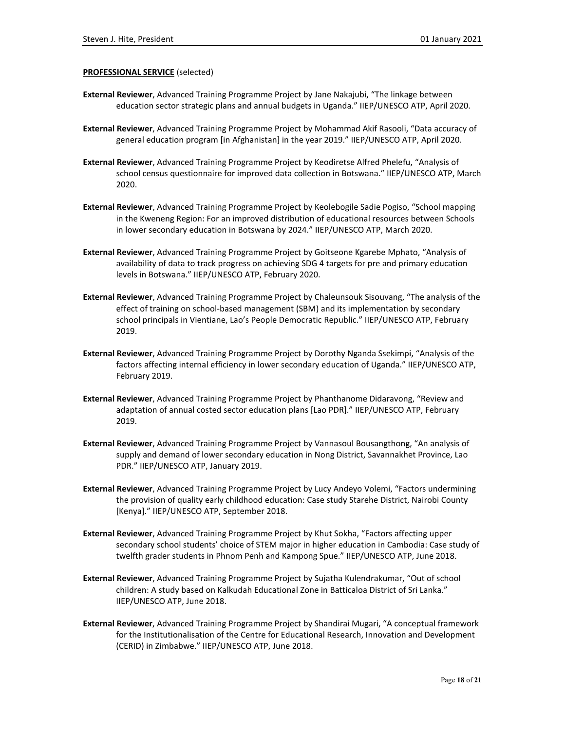**<u>PROFESSIONAL SERVICE</u>** (selected)

**External Reviewer**, Advanced Training Programme Project by Jane Nakajubi, "The linkage between education sector strategic plans and annual budgets in Uganda." IIEP/UNESCO ATP, April 2020.

**External Reviewer**, Advanced Training Programme Project by Mohammad Akif Rasooli, "Data accuracy of general education program [in Afghanistan] in the year 2019." IIEP/UNESCO ATP, April 2020.

**External Reviewer**, Advanced Training Programme Project by Keodiretse Alfred Phelefu, "Analysis of school census questionnaire for improved data collection in Botswana." IIEP/UNESCO ATP, March 2020.

**External Reviewer**, Advanced Training Programme Project by Keolebogile Sadie Pogiso, "School mapping in the Kweneng Region: For an improved distribution of educational resources between Schools in lower secondary education in Botswana by 2024." IIEP/UNESCO ATP, March 2020.

**External Reviewer**, Advanced Training Programme Project by Goitseone Kgarebe Mphato, "Analysis of availability of data to track progress on achieving SDG 4 targets for pre and primary education levels in Botswana." IIEP/UNESCO ATP, February 2020.

**External Reviewer**, Advanced Training Programme Project by Chaleunsouk Sisouvang, "The analysis of the effect of training on school-based management (SBM) and its implementation by secondary school principals in Vientiane, Lao's People Democratic Republic." IIEP/UNESCO ATP, February 2019.

**External Reviewer**, Advanced Training Programme Project by Dorothy Nganda Ssekimpi, "Analysis of the factors affecting internal efficiency in lower secondary education of Uganda." IIEP/UNESCO ATP, February 2019.

**External Reviewer**, Advanced Training Programme Project by Phanthanome Didaravong, "Review and adaptation of annual costed sector education plans [Lao PDR]." IIEP/UNESCO ATP, February 2019.

**External Reviewer**, Advanced Training Programme Project by Vannasoul Bousangthong, "An analysis of supply and demand of lower secondary education in Nong District, Savannakhet Province, Lao PDR." IIEP/UNESCO ATP, January 2019.

**External Reviewer**, Advanced Training Programme Project by Lucy Andeyo Volemi, "Factors undermining the provision of quality early childhood education: Case study Starehe District, Nairobi County [Kenya]." IIEP/UNESCO ATP, September 2018.

**External Reviewer**, Advanced Training Programme Project by Khut Sokha, "Factors affecting upper secondary school students' choice of STEM major in higher education in Cambodia: Case study of twelfth grader students in Phnom Penh and Kampong Spue." IIEP/UNESCO ATP, June 2018.

**External Reviewer**, Advanced Training Programme Project by Sujatha Kulendrakumar, "Out of school children: A study based on Kalkudah Educational Zone in Batticaloa District of Sri Lanka." IIEP/UNESCO ATP, June 2018.

**External Reviewer**, Advanced Training Programme Project by Shandirai Mugari, "A conceptual framework for the Institutionalisation of the Centre for Educational Research, Innovation and Development (CERID) in Zimbabwe." IIEP/UNESCO ATP, June 2018.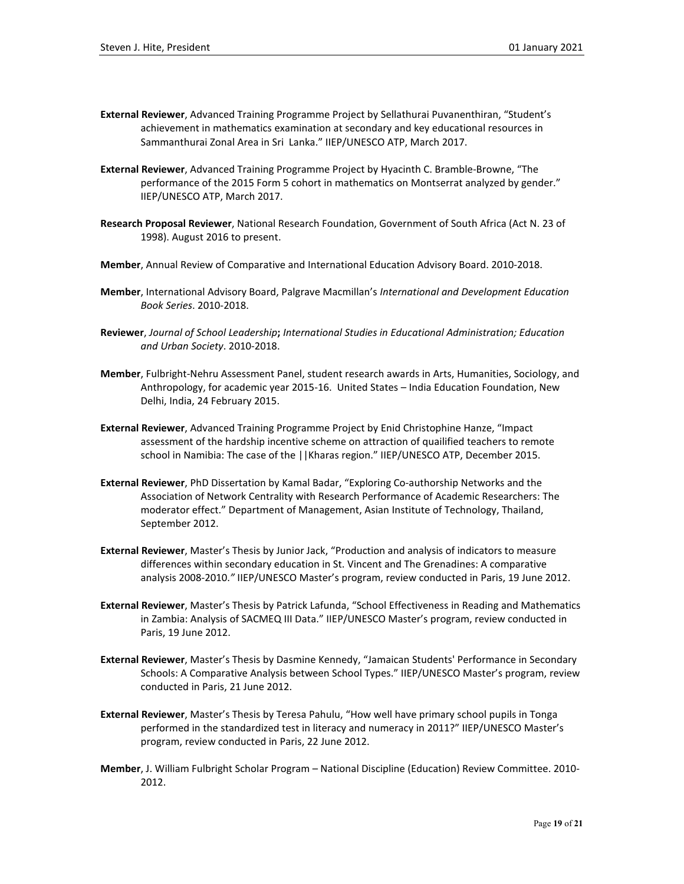**External Reviewer**, Advanced Training Programme Project by Sellathurai Puvanenthiran, "Student's achievement in mathematics examination at secondary and key educational resources in Sammanthurai Zonal Area in Sri Lanka." IIEP/UNESCO ATP, March 2017.

**External Reviewer**, Advanced Training Programme Project by Hyacinth C. Bramble-Browne, "The performance of the 2015 Form 5 cohort in mathematics on Montserrat analyzed by gender." IIEP/UNESCO ATP, March 2017.

**Research Proposal Reviewer**, National Research Foundation, Government of South Africa (Act N. 23 of 1998). August 2016 to present.

**Member**, Annual Review of Comparative and International Education Advisory Board. 2010-2018.

**Member**, International Advisory Board, Palgrave Macmillan's *International and Development Education Book Series*. 2010-2018.

**Reviewer**, *Journal of School Leadership***;** *International Studies in Educational Administration; Education and Urban Society*. 2010-2018.

**Member**, Fulbright-Nehru Assessment Panel, student research awards in Arts, Humanities, Sociology, and Anthropology, for academic year 2015-16. United States – India Education Foundation, New Delhi, India, 24 February 2015.

**External Reviewer**, Advanced Training Programme Project by Enid Christophine Hanze, "Impact assessment of the hardship incentive scheme on attraction of quailified teachers to remote school in Namibia: The case of the ||Kharas region." IIEP/UNESCO ATP, December 2015.

**External Reviewer**, PhD Dissertation by Kamal Badar, "Exploring Co-authorship Networks and the Association of Network Centrality with Research Performance of Academic Researchers: The moderator effect." Department of Management, Asian Institute of Technology, Thailand, September 2012.

**External Reviewer**, Master's Thesis by Junior Jack, "Production and analysis of indicators to measure differences within secondary education in St. Vincent and The Grenadines: A comparative analysis 2008-2010." IIEP/UNESCO Master's program, review conducted in Paris, 19 June 2012.

**External Reviewer**, Master's Thesis by Patrick Lafunda, "School Effectiveness in Reading and Mathematics in Zambia: Analysis of SACMEQ III Data." IIEP/UNESCO Master's program, review conducted in Paris, 19 June 2012.

**External Reviewer**, Master's Thesis by Dasmine Kennedy, "Jamaican Students' Performance in Secondary Schools: A Comparative Analysis between School Types." IIEP/UNESCO Master's program, review conducted in Paris, 21 June 2012.

**External Reviewer**, Master's Thesis by Teresa Pahulu, "How well have primary school pupils in Tonga performed in the standardized test in literacy and numeracy in 2011?" IIEP/UNESCO Master's program, review conducted in Paris, 22 June 2012.

**Member**, J. William Fulbright Scholar Program – National Discipline (Education) Review Committee. 2010-2012.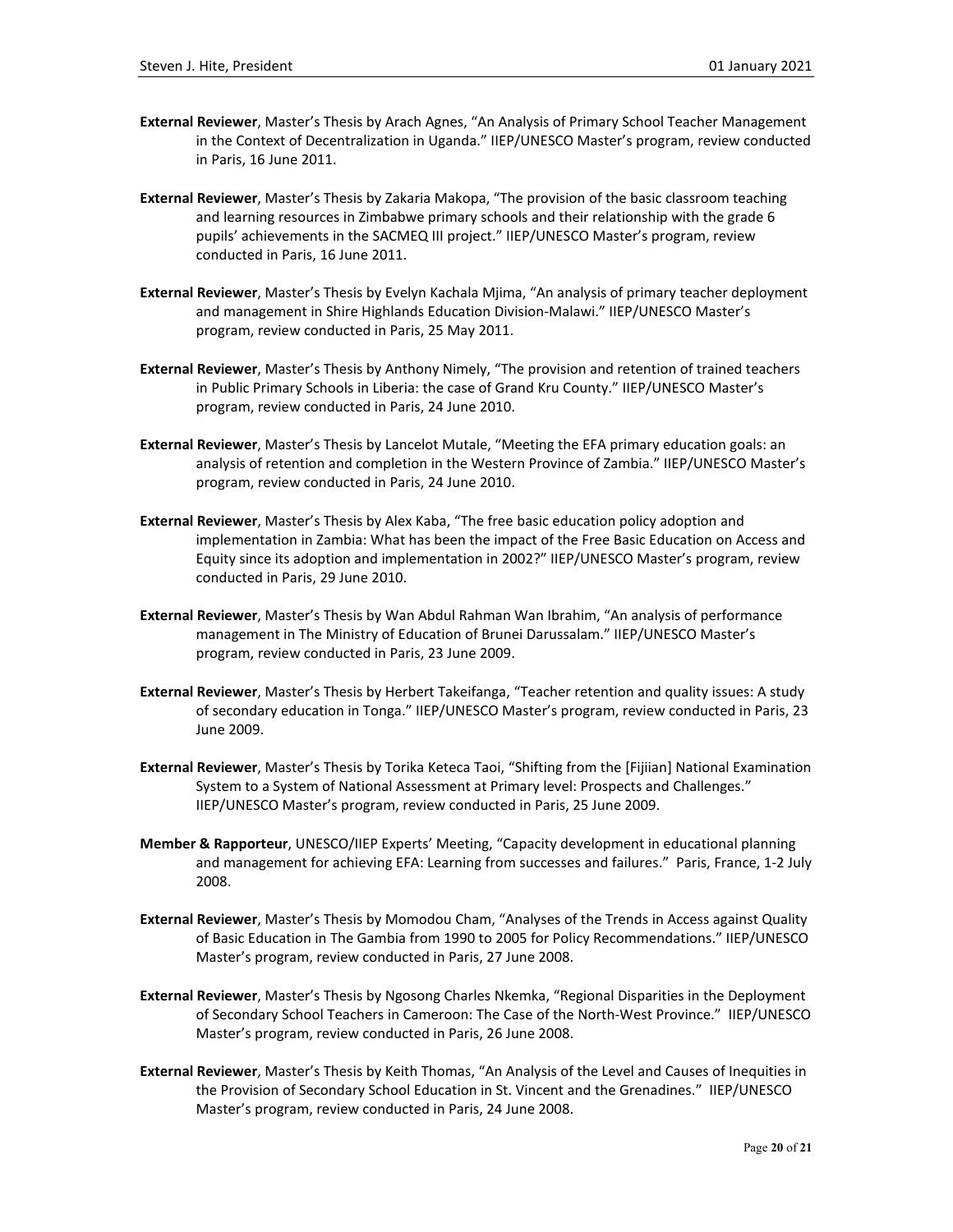**External Reviewer**, Master's Thesis by Arach Agnes, "An Analysis of Primary School Teacher Management in the Context of Decentralization in Uganda." IIEP/UNESCO Master's program, review conducted in Paris, 16 June 2011.

**External Reviewer**, Master's Thesis by Zakaria Makopa, "The provision of the basic classroom teaching and learning resources in Zimbabwe primary schools and their relationship with the grade 6 pupils' achievements in the SACMEQ III project." IIEP/UNESCO Master's program, review conducted in Paris, 16 June 2011.

**External Reviewer**, Master's Thesis by Evelyn Kachala Mjima, "An analysis of primary teacher deployment and management in Shire Highlands Education Division-Malawi." IIEP/UNESCO Master's program, review conducted in Paris, 25 May 2011.

**External Reviewer**, Master's Thesis by Anthony Nimely, "The provision and retention of trained teachers in Public Primary Schools in Liberia: the case of Grand Kru County." IIEP/UNESCO Master's program, review conducted in Paris, 24 June 2010.

**External Reviewer**, Master's Thesis by Lancelot Mutale, "Meeting the EFA primary education goals: an analysis of retention and completion in the Western Province of Zambia." IIEP/UNESCO Master's program, review conducted in Paris, 24 June 2010.

**External Reviewer**, Master's Thesis by Alex Kaba, "The free basic education policy adoption and implementation in Zambia: What has been the impact of the Free Basic Education on Access and Equity since its adoption and implementation in 2002?" IIEP/UNESCO Master's program, review conducted in Paris, 29 June 2010.

**External Reviewer**, Master's Thesis by Wan Abdul Rahman Wan Ibrahim, "An analysis of performance management in The Ministry of Education of Brunei Darussalam." IIEP/UNESCO Master's program, review conducted in Paris, 23 June 2009.

**External Reviewer**, Master's Thesis by Herbert Takeifanga, "Teacher retention and quality issues: A study of secondary education in Tonga." IIEP/UNESCO Master's program, review conducted in Paris, 23 June 2009.

**External Reviewer**, Master's Thesis by Torika Keteca Taoi, "Shifting from the [Fijiian] National Examination System to a System of National Assessment at Primary level: Prospects and Challenges." IIEP/UNESCO Master's program, review conducted in Paris, 25 June 2009.

**Member & Rapporteur**, UNESCO/IIEP Experts' Meeting, "Capacity development in educational planning and management for achieving EFA: Learning from successes and failures." Paris, France, 1-2 July 2008.

**External Reviewer**, Master's Thesis by Momodou Cham, "Analyses of the Trends in Access against Quality of Basic Education in The Gambia from 1990 to 2005 for Policy Recommendations." IIEP/UNESCO Master's program, review conducted in Paris, 27 June 2008.

**External Reviewer**, Master's Thesis by Ngosong Charles Nkemka, "Regional Disparities in the Deployment of Secondary School Teachers in Cameroon: The Case of the North-West Province." IIEP/UNESCO Master's program, review conducted in Paris, 26 June 2008.

**External Reviewer**, Master's Thesis by Keith Thomas, "An Analysis of the Level and Causes of Inequities in the Provision of Secondary School Education in St. Vincent and the Grenadines." IIEP/UNESCO Master's program, review conducted in Paris, 24 June 2008.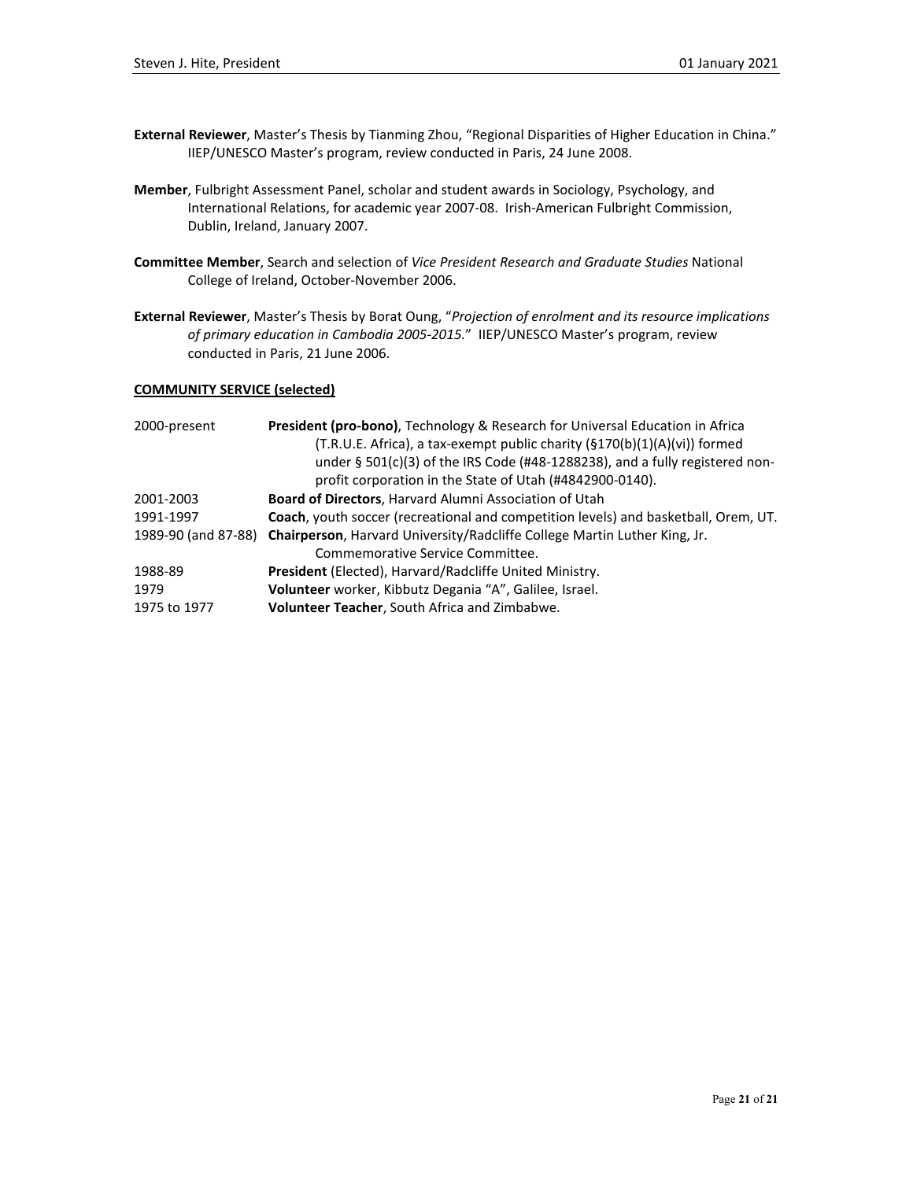**External Reviewer**, Master's Thesis by Tianming Zhou, "Regional Disparities of Higher Education in China." IIEP/UNESCO Master's program, review conducted in Paris, 24 June 2008.

**Member**, Fulbright Assessment Panel, scholar and student awards in Sociology, Psychology, and International Relations, for academic year 2007-08. Irish-American Fulbright Commission, Dublin, Ireland, January 2007.

**Committee Member**, Search and selection of *Vice President Research and Graduate Studies* National College of Ireland, October-November 2006.

**External Reviewer**, Master's Thesis by Borat Oung, "*Projection of enrolment and its resource implications of primary education in Cambodia 2005-2015.*" IIEP/UNESCO Master's program, review conducted in Paris, 21 June 2006.

**<u>COMMUNITY SERVICE (selected)</u>**

| | |
|---|---|
| 2000-present | **President (pro-bono)**, Technology & Research for Universal Education in Africa (T.R.U.E. Africa), a tax-exempt public charity (§170(b)(1)(A)(vi)) formed under § 501(c)(3) of the IRS Code (#48-1288238), and a fully registered non-profit corporation in the State of Utah (#4842900-0140). |
| 2001-2003 | **Board of Directors**, Harvard Alumni Association of Utah |
| 1991-1997 | **Coach**, youth soccer (recreational and competition levels) and basketball, Orem, UT. |
| 1989-90 (and 87-88) | **Chairperson**, Harvard University/Radcliffe College Martin Luther King, Jr. Commemorative Service Committee. |
| 1988-89 | **President** (Elected), Harvard/Radcliffe United Ministry. |
| 1979 | **Volunteer** worker, Kibbutz Degania "A", Galilee, Israel. |
| 1975 to 1977 | **Volunteer Teacher**, South Africa and Zimbabwe. |